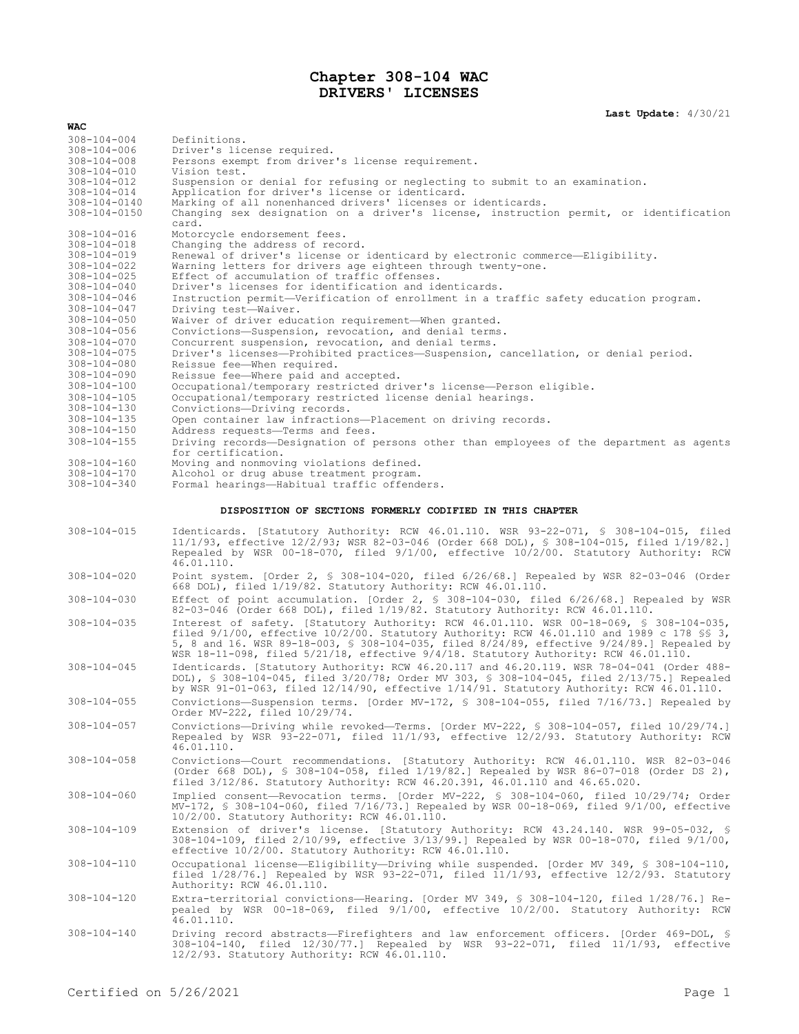# Chapter 308-104 WAC
# DRIVERS' LICENSES

**Last Update:** 4/30/21

**WAC**

| | |
|---|---|
| 308-104-004 | Definitions. |
| 308-104-006 | Driver's license required. |
| 308-104-008 | Persons exempt from driver's license requirement. |
| 308-104-010 | Vision test. |
| 308-104-012 | Suspension or denial for refusing or neglecting to submit to an examination. |
| 308-104-014 | Application for driver's license or identicard. |
| 308-104-0140 | Marking of all nonenhanced drivers' licenses or identicards. |
| 308-104-0150 | Changing sex designation on a driver's license, instruction permit, or identification card. |
| 308-104-016 | Motorcycle endorsement fees. |
| 308-104-018 | Changing the address of record. |
| 308-104-019 | Renewal of driver's license or identicard by electronic commerce—Eligibility. |
| 308-104-022 | Warning letters for drivers age eighteen through twenty-one. |
| 308-104-025 | Effect of accumulation of traffic offenses. |
| 308-104-040 | Driver's licenses for identification and identicards. |
| 308-104-046 | Instruction permit—Verification of enrollment in a traffic safety education program. |
| 308-104-047 | Driving test—Waiver. |
| 308-104-050 | Waiver of driver education requirement—When granted. |
| 308-104-056 | Convictions—Suspension, revocation, and denial terms. |
| 308-104-070 | Concurrent suspension, revocation, and denial terms. |
| 308-104-075 | Driver's licenses—Prohibited practices—Suspension, cancellation, or denial period. |
| 308-104-080 | Reissue fee—When required. |
| 308-104-090 | Reissue fee—Where paid and accepted. |
| 308-104-100 | Occupational/temporary restricted driver's license—Person eligible. |
| 308-104-105 | Occupational/temporary restricted license denial hearings. |
| 308-104-130 | Convictions—Driving records. |
| 308-104-135 | Open container law infractions—Placement on driving records. |
| 308-104-150 | Address requests—Terms and fees. |
| 308-104-155 | Driving records—Designation of persons other than employees of the department as agents for certification. |
| 308-104-160 | Moving and nonmoving violations defined. |
| 308-104-170 | Alcohol or drug abuse treatment program. |
| 308-104-340 | Formal hearings—Habitual traffic offenders. |

**DISPOSITION OF SECTIONS FORMERLY CODIFIED IN THIS CHAPTER**

| | |
|---|---|
| 308-104-015 | Identicards. [Statutory Authority: RCW 46.01.110. WSR 93-22-071, § 308-104-015, filed 11/1/93, effective 12/2/93; WSR 82-03-046 (Order 668 DOL), § 308-104-015, filed 1/19/82.] Repealed by WSR 00-18-070, filed 9/1/00, effective 10/2/00. Statutory Authority: RCW 46.01.110. |
| 308-104-020 | Point system. [Order 2, § 308-104-020, filed 6/26/68.] Repealed by WSR 82-03-046 (Order 668 DOL), filed 1/19/82. Statutory Authority: RCW 46.01.110. |
| 308-104-030 | Effect of point accumulation. [Order 2, § 308-104-030, filed 6/26/68.] Repealed by WSR 82-03-046 (Order 668 DOL), filed 1/19/82. Statutory Authority: RCW 46.01.110. |
| 308-104-035 | Interest of safety. [Statutory Authority: RCW 46.01.110. WSR 00-18-069, § 308-104-035, filed 9/1/00, effective 10/2/00. Statutory Authority: RCW 46.01.110 and 1989 c 178 §§ 3, 5, 8 and 16. WSR 89-18-003, § 308-104-035, filed 8/24/89, effective 9/24/89.] Repealed by WSR 18-11-098, filed 5/21/18, effective 9/4/18. Statutory Authority: RCW 46.01.110. |
| 308-104-045 | Identicards. [Statutory Authority: RCW 46.20.117 and 46.20.119. WSR 78-04-041 (Order 488-DOL), § 308-104-045, filed 3/20/78; Order MV 303, § 308-104-045, filed 2/13/75.] Repealed by WSR 91-01-063, filed 12/14/90, effective 1/14/91. Statutory Authority: RCW 46.01.110. |
| 308-104-055 | Convictions—Suspension terms. [Order MV-172, § 308-104-055, filed 7/16/73.] Repealed by Order MV-222, filed 10/29/74. |
| 308-104-057 | Convictions—Driving while revoked—Terms. [Order MV-222, § 308-104-057, filed 10/29/74.] Repealed by WSR 93-22-071, filed 11/1/93, effective 12/2/93. Statutory Authority: RCW 46.01.110. |
| 308-104-058 | Convictions—Court recommendations. [Statutory Authority: RCW 46.01.110. WSR 82-03-046 (Order 668 DOL), § 308-104-058, filed 1/19/82.] Repealed by WSR 86-07-018 (Order DS 2), filed 3/12/86. Statutory Authority: RCW 46.20.391, 46.01.110 and 46.65.020. |
| 308-104-060 | Implied consent—Revocation terms. [Order MV-222, § 308-104-060, filed 10/29/74; Order MV-172, § 308-104-060, filed 7/16/73.] Repealed by WSR 00-18-069, filed 9/1/00, effective 10/2/00. Statutory Authority: RCW 46.01.110. |
| 308-104-109 | Extension of driver's license. [Statutory Authority: RCW 43.24.140. WSR 99-05-032, § 308-104-109, filed 2/10/99, effective 3/13/99.] Repealed by WSR 00-18-070, filed 9/1/00, effective 10/2/00. Statutory Authority: RCW 46.01.110. |
| 308-104-110 | Occupational license—Eligibility—Driving while suspended. [Order MV 349, § 308-104-110, filed 1/28/76.] Repealed by WSR 93-22-071, filed 11/1/93, effective 12/2/93. Statutory Authority: RCW 46.01.110. |
| 308-104-120 | Extra-territorial convictions—Hearing. [Order MV 349, § 308-104-120, filed 1/28/76.] Repealed by WSR 00-18-069, filed 9/1/00, effective 10/2/00. Statutory Authority: RCW 46.01.110. |
| 308-104-140 | Driving record abstracts—Firefighters and law enforcement officers. [Order 469-DOL, § 308-104-140, filed 12/30/77.] Repealed by WSR 93-22-071, filed 11/1/93, effective 12/2/93. Statutory Authority: RCW 46.01.110. |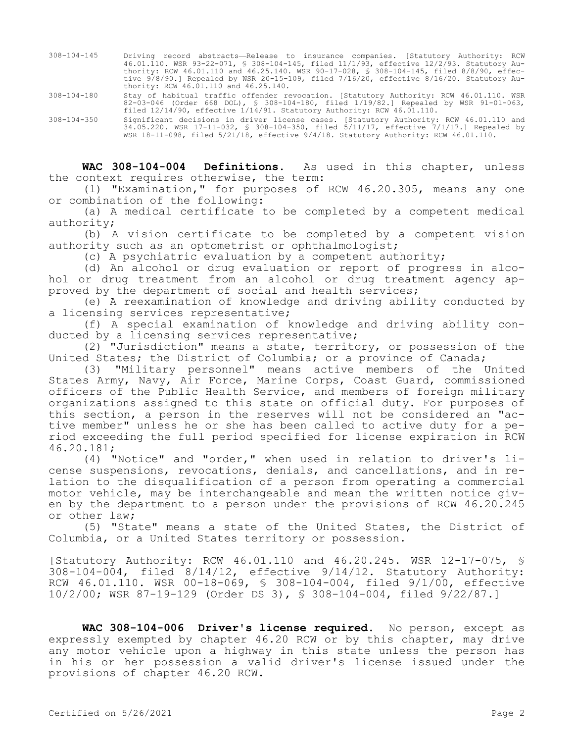| | |
|---|---|
| 308-104-145 | Driving record abstracts—Release to insurance companies. [Statutory Authority: RCW 46.01.110. WSR 93-22-071, § 308-104-145, filed 11/1/93, effective 12/2/93. Statutory Authority: RCW 46.01.110 and 46.25.140. WSR 90-17-028, § 308-104-145, filed 8/8/90, effective 9/8/90.] Repealed by WSR 20-15-109, filed 7/16/20, effective 8/16/20. Statutory Authority: RCW 46.01.110 and 46.25.140. |
| 308-104-180 | Stay of habitual traffic offender revocation. [Statutory Authority: RCW 46.01.110. WSR 82-03-046 (Order 668 DOL), § 308-104-180, filed 1/19/82.] Repealed by WSR 91-01-063, filed 12/14/90, effective 1/14/91. Statutory Authority: RCW 46.01.110. |
| 308-104-350 | Significant decisions in driver license cases. [Statutory Authority: RCW 46.01.110 and 34.05.220. WSR 17-11-032, § 308-104-350, filed 5/11/17, effective 7/1/17.] Repealed by WSR 18-11-098, filed 5/21/18, effective 9/4/18. Statutory Authority: RCW 46.01.110. |

**WAC 308-104-004 Definitions.** As used in this chapter, unless the context requires otherwise, the term:

(1) "Examination," for purposes of RCW 46.20.305, means any one or combination of the following:

(a) A medical certificate to be completed by a competent medical authority;

(b) A vision certificate to be completed by a competent vision authority such as an optometrist or ophthalmologist;

(c) A psychiatric evaluation by a competent authority;

(d) An alcohol or drug evaluation or report of progress in alcohol or drug treatment from an alcohol or drug treatment agency approved by the department of social and health services;

(e) A reexamination of knowledge and driving ability conducted by a licensing services representative;

(f) A special examination of knowledge and driving ability conducted by a licensing services representative;

(2) "Jurisdiction" means a state, territory, or possession of the United States; the District of Columbia; or a province of Canada;

(3) "Military personnel" means active members of the United States Army, Navy, Air Force, Marine Corps, Coast Guard, commissioned officers of the Public Health Service, and members of foreign military organizations assigned to this state on official duty. For purposes of this section, a person in the reserves will not be considered an "active member" unless he or she has been called to active duty for a period exceeding the full period specified for license expiration in RCW 46.20.181;

(4) "Notice" and "order," when used in relation to driver's license suspensions, revocations, denials, and cancellations, and in relation to the disqualification of a person from operating a commercial motor vehicle, may be interchangeable and mean the written notice given by the department to a person under the provisions of RCW 46.20.245 or other law;

(5) "State" means a state of the United States, the District of Columbia, or a United States territory or possession.

[Statutory Authority: RCW 46.01.110 and 46.20.245. WSR 12-17-075, § 308-104-004, filed 8/14/12, effective 9/14/12. Statutory Authority: RCW 46.01.110. WSR 00-18-069, § 308-104-004, filed 9/1/00, effective 10/2/00; WSR 87-19-129 (Order DS 3), § 308-104-004, filed 9/22/87.]

**WAC 308-104-006 Driver's license required.** No person, except as expressly exempted by chapter 46.20 RCW or by this chapter, may drive any motor vehicle upon a highway in this state unless the person has in his or her possession a valid driver's license issued under the provisions of chapter 46.20 RCW.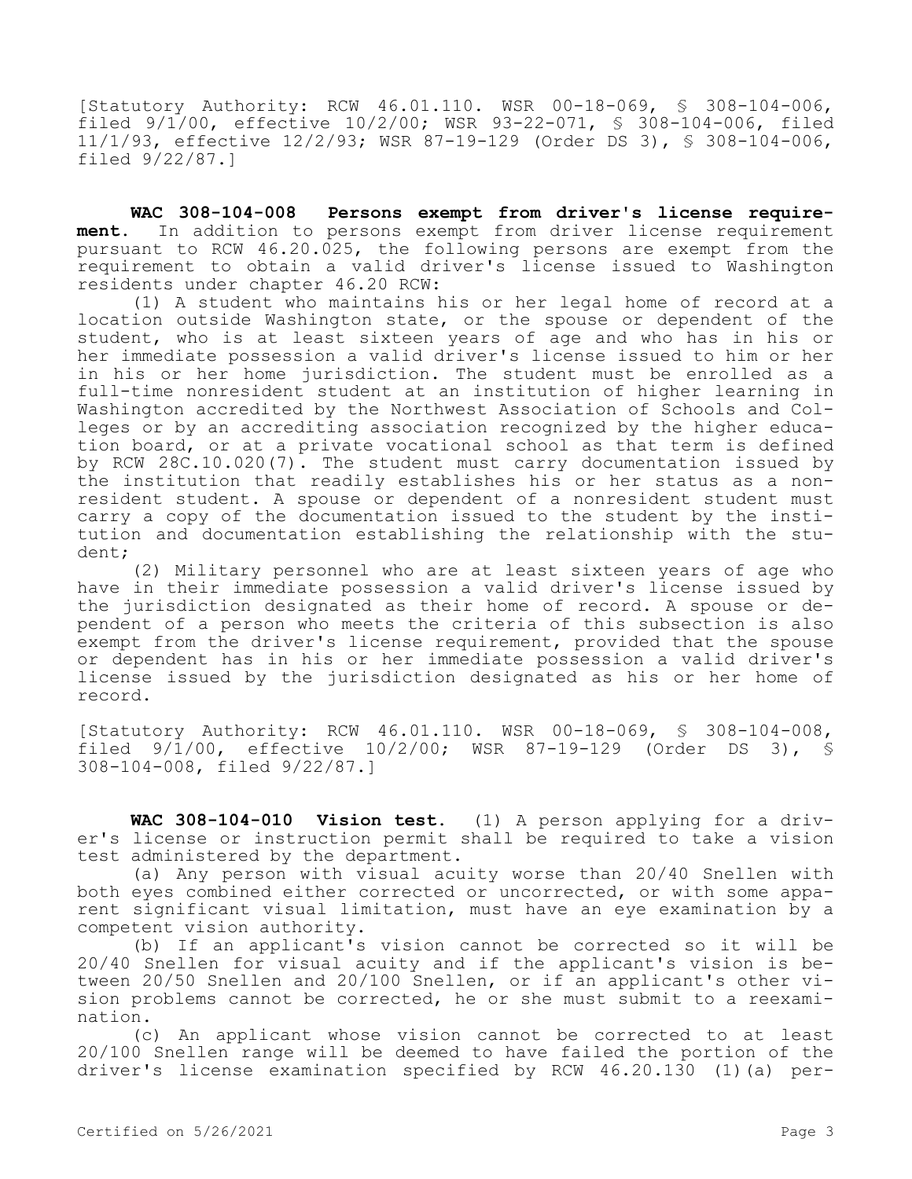[Statutory Authority: RCW 46.01.110. WSR 00-18-069, § 308-104-006, filed 9/1/00, effective 10/2/00; WSR 93-22-071, § 308-104-006, filed 11/1/93, effective 12/2/93; WSR 87-19-129 (Order DS 3), § 308-104-006, filed 9/22/87.]

**WAC 308-104-008 Persons exempt from driver's license requirement.** In addition to persons exempt from driver license requirement pursuant to RCW 46.20.025, the following persons are exempt from the requirement to obtain a valid driver's license issued to Washington residents under chapter 46.20 RCW:

(1) A student who maintains his or her legal home of record at a location outside Washington state, or the spouse or dependent of the student, who is at least sixteen years of age and who has in his or her immediate possession a valid driver's license issued to him or her in his or her home jurisdiction. The student must be enrolled as a full-time nonresident student at an institution of higher learning in Washington accredited by the Northwest Association of Schools and Colleges or by an accrediting association recognized by the higher education board, or at a private vocational school as that term is defined by RCW 28C.10.020(7). The student must carry documentation issued by the institution that readily establishes his or her status as a nonresident student. A spouse or dependent of a nonresident student must carry a copy of the documentation issued to the student by the institution and documentation establishing the relationship with the student;

(2) Military personnel who are at least sixteen years of age who have in their immediate possession a valid driver's license issued by the jurisdiction designated as their home of record. A spouse or dependent of a person who meets the criteria of this subsection is also exempt from the driver's license requirement, provided that the spouse or dependent has in his or her immediate possession a valid driver's license issued by the jurisdiction designated as his or her home of record.

[Statutory Authority: RCW 46.01.110. WSR 00-18-069, § 308-104-008, filed 9/1/00, effective 10/2/00; WSR 87-19-129 (Order DS 3), § 308-104-008, filed 9/22/87.]

**WAC 308-104-010 Vision test.** (1) A person applying for a driver's license or instruction permit shall be required to take a vision test administered by the department.

(a) Any person with visual acuity worse than 20/40 Snellen with both eyes combined either corrected or uncorrected, or with some apparent significant visual limitation, must have an eye examination by a competent vision authority.

(b) If an applicant's vision cannot be corrected so it will be 20/40 Snellen for visual acuity and if the applicant's vision is between 20/50 Snellen and 20/100 Snellen, or if an applicant's other vision problems cannot be corrected, he or she must submit to a reexamination.

(c) An applicant whose vision cannot be corrected to at least 20/100 Snellen range will be deemed to have failed the portion of the driver's license examination specified by RCW 46.20.130 (1)(a) per-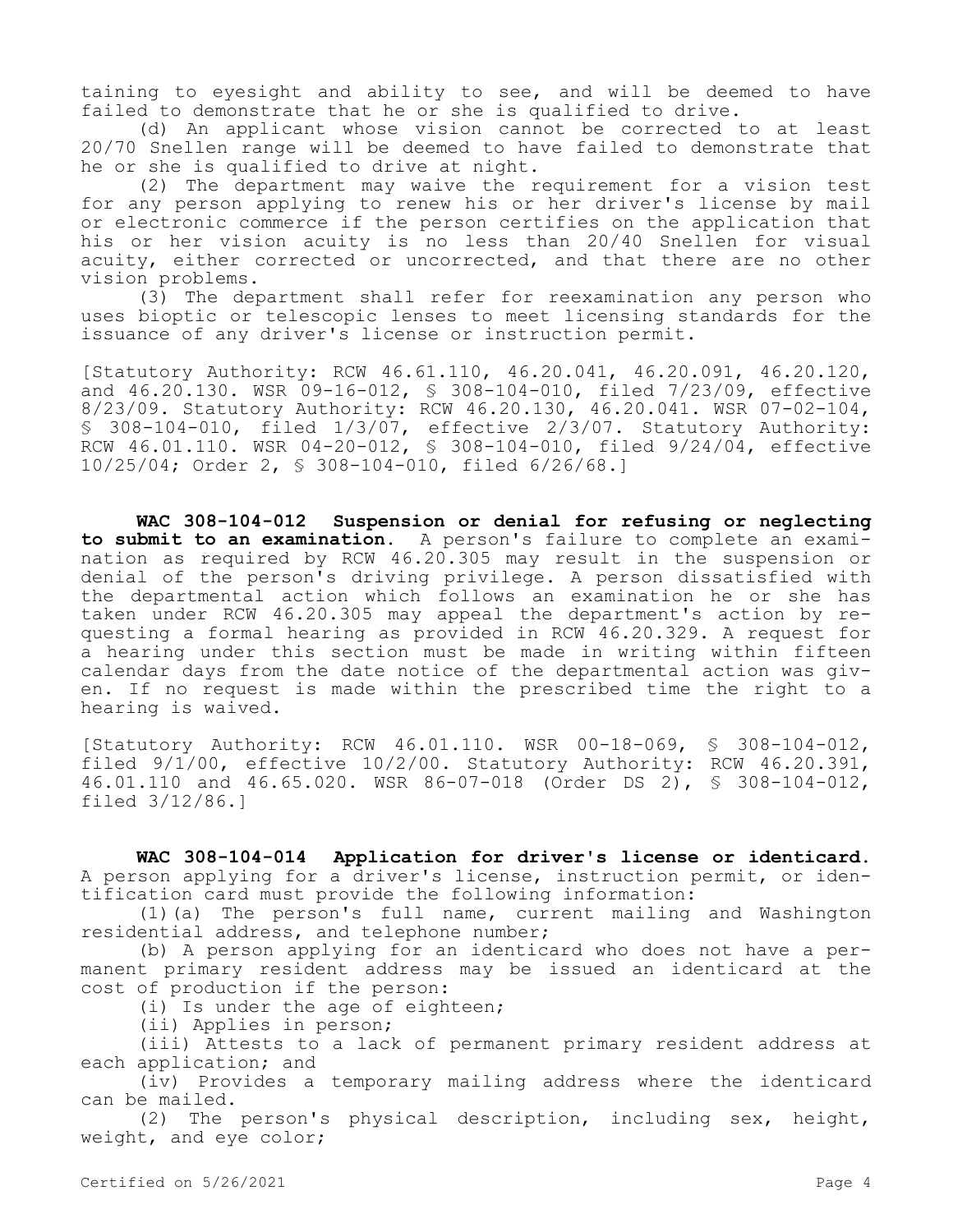taining to eyesight and ability to see, and will be deemed to have failed to demonstrate that he or she is qualified to drive.

(d) An applicant whose vision cannot be corrected to at least 20/70 Snellen range will be deemed to have failed to demonstrate that he or she is qualified to drive at night.

(2) The department may waive the requirement for a vision test for any person applying to renew his or her driver's license by mail or electronic commerce if the person certifies on the application that his or her vision acuity is no less than 20/40 Snellen for visual acuity, either corrected or uncorrected, and that there are no other vision problems.

(3) The department shall refer for reexamination any person who uses bioptic or telescopic lenses to meet licensing standards for the issuance of any driver's license or instruction permit.

[Statutory Authority: RCW 46.61.110, 46.20.041, 46.20.091, 46.20.120, and 46.20.130. WSR 09-16-012, § 308-104-010, filed 7/23/09, effective 8/23/09. Statutory Authority: RCW 46.20.130, 46.20.041. WSR 07-02-104, § 308-104-010, filed 1/3/07, effective 2/3/07. Statutory Authority: RCW 46.01.110. WSR 04-20-012, § 308-104-010, filed 9/24/04, effective 10/25/04; Order 2, § 308-104-010, filed 6/26/68.]

**WAC 308-104-012 Suspension or denial for refusing or neglecting to submit to an examination.** A person's failure to complete an examination as required by RCW 46.20.305 may result in the suspension or denial of the person's driving privilege. A person dissatisfied with the departmental action which follows an examination he or she has taken under RCW 46.20.305 may appeal the department's action by requesting a formal hearing as provided in RCW 46.20.329. A request for a hearing under this section must be made in writing within fifteen calendar days from the date notice of the departmental action was given. If no request is made within the prescribed time the right to a hearing is waived.

[Statutory Authority: RCW 46.01.110. WSR 00-18-069, § 308-104-012, filed 9/1/00, effective 10/2/00. Statutory Authority: RCW 46.20.391, 46.01.110 and 46.65.020. WSR 86-07-018 (Order DS 2), § 308-104-012, filed 3/12/86.]

**WAC 308-104-014 Application for driver's license or identicard.** A person applying for a driver's license, instruction permit, or identification card must provide the following information:

(1)(a) The person's full name, current mailing and Washington residential address, and telephone number;

(b) A person applying for an identicard who does not have a permanent primary resident address may be issued an identicard at the cost of production if the person:

(i) Is under the age of eighteen;

(ii) Applies in person;

(iii) Attests to a lack of permanent primary resident address at each application; and

(iv) Provides a temporary mailing address where the identicard can be mailed.

(2) The person's physical description, including sex, height, weight, and eye color;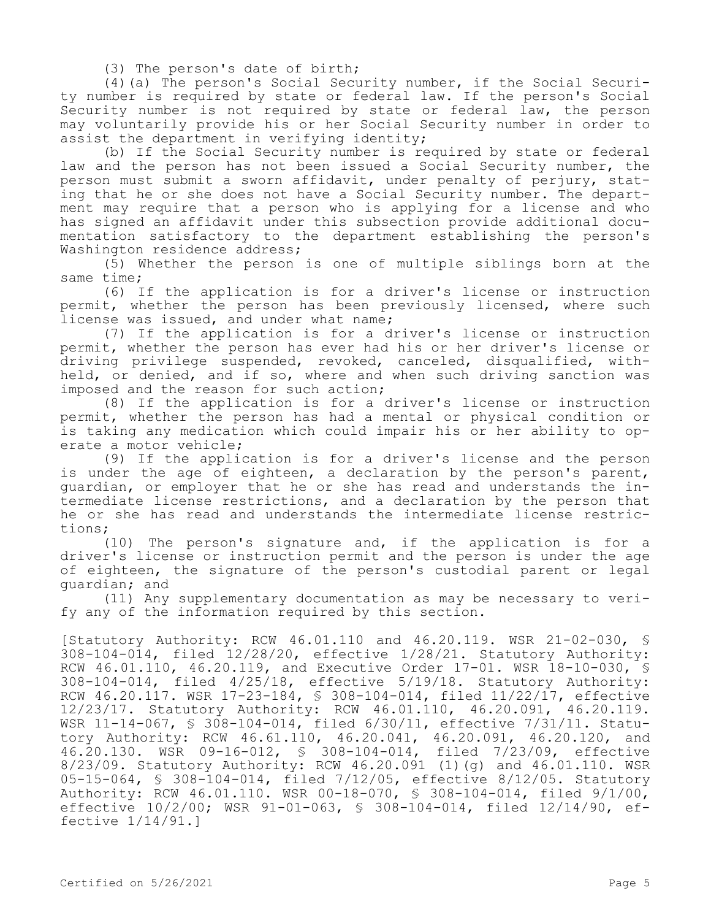(3) The person's date of birth;

(4)(a) The person's Social Security number, if the Social Security number is required by state or federal law. If the person's Social Security number is not required by state or federal law, the person may voluntarily provide his or her Social Security number in order to assist the department in verifying identity;

(b) If the Social Security number is required by state or federal law and the person has not been issued a Social Security number, the person must submit a sworn affidavit, under penalty of perjury, stating that he or she does not have a Social Security number. The department may require that a person who is applying for a license and who has signed an affidavit under this subsection provide additional documentation satisfactory to the department establishing the person's Washington residence address;

(5) Whether the person is one of multiple siblings born at the same time;

(6) If the application is for a driver's license or instruction permit, whether the person has been previously licensed, where such license was issued, and under what name;

(7) If the application is for a driver's license or instruction permit, whether the person has ever had his or her driver's license or driving privilege suspended, revoked, canceled, disqualified, withheld, or denied, and if so, where and when such driving sanction was imposed and the reason for such action;

(8) If the application is for a driver's license or instruction permit, whether the person has had a mental or physical condition or is taking any medication which could impair his or her ability to operate a motor vehicle;

(9) If the application is for a driver's license and the person is under the age of eighteen, a declaration by the person's parent, guardian, or employer that he or she has read and understands the intermediate license restrictions, and a declaration by the person that he or she has read and understands the intermediate license restrictions;

(10) The person's signature and, if the application is for a driver's license or instruction permit and the person is under the age of eighteen, the signature of the person's custodial parent or legal guardian; and

(11) Any supplementary documentation as may be necessary to verify any of the information required by this section.

[Statutory Authority: RCW 46.01.110 and 46.20.119. WSR 21-02-030, § 308-104-014, filed 12/28/20, effective 1/28/21. Statutory Authority: RCW 46.01.110, 46.20.119, and Executive Order 17-01. WSR 18-10-030, § 308-104-014, filed 4/25/18, effective 5/19/18. Statutory Authority: RCW 46.20.117. WSR 17-23-184, § 308-104-014, filed 11/22/17, effective 12/23/17. Statutory Authority: RCW 46.01.110, 46.20.091, 46.20.119. WSR 11-14-067, § 308-104-014, filed 6/30/11, effective 7/31/11. Statutory Authority: RCW 46.61.110, 46.20.041, 46.20.091, 46.20.120, and 46.20.130. WSR 09-16-012, § 308-104-014, filed 7/23/09, effective 8/23/09. Statutory Authority: RCW 46.20.091 (1)(g) and 46.01.110. WSR 05-15-064, § 308-104-014, filed 7/12/05, effective 8/12/05. Statutory Authority: RCW 46.01.110. WSR 00-18-070, § 308-104-014, filed 9/1/00, effective 10/2/00; WSR 91-01-063, § 308-104-014, filed 12/14/90, effective 1/14/91.]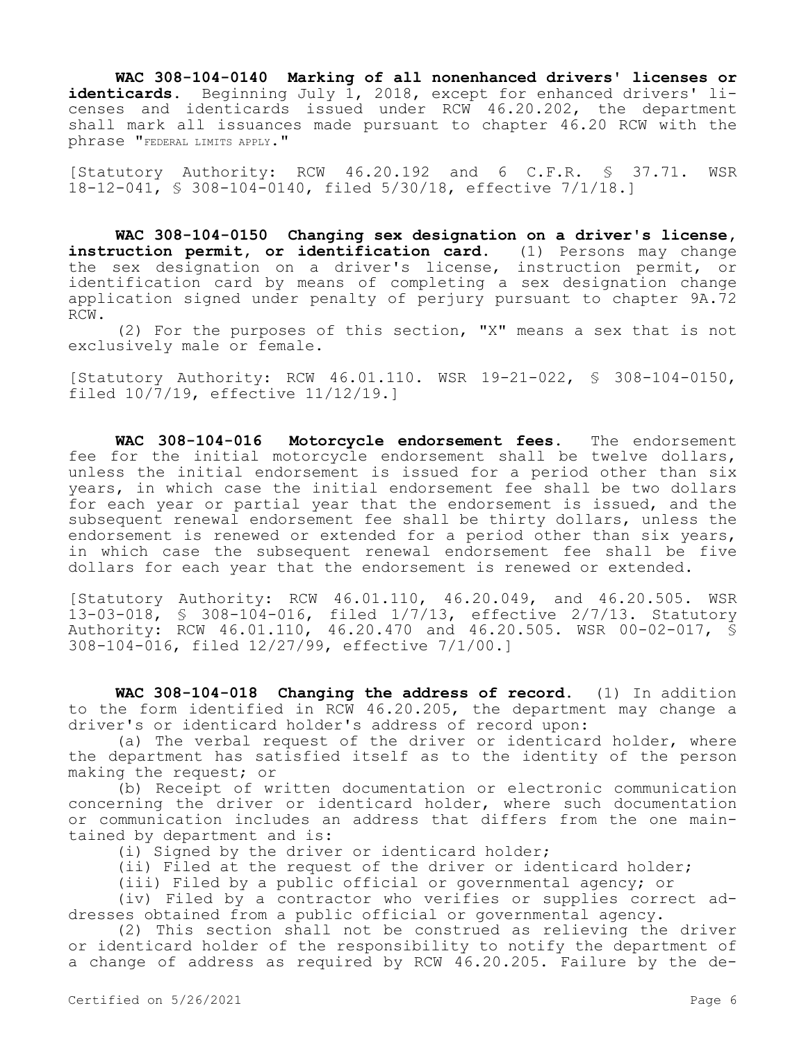**WAC 308-104-0140 Marking of all nonenhanced drivers' licenses or identicards.** Beginning July 1, 2018, except for enhanced drivers' licenses and identicards issued under RCW 46.20.202, the department shall mark all issuances made pursuant to chapter 46.20 RCW with the phrase "FEDERAL LIMITS APPLY."

[Statutory Authority: RCW 46.20.192 and 6 C.F.R. § 37.71. WSR 18-12-041, § 308-104-0140, filed 5/30/18, effective 7/1/18.]

**WAC 308-104-0150 Changing sex designation on a driver's license, instruction permit, or identification card.** (1) Persons may change the sex designation on a driver's license, instruction permit, or identification card by means of completing a sex designation change application signed under penalty of perjury pursuant to chapter 9A.72 RCW.

(2) For the purposes of this section, "X" means a sex that is not exclusively male or female.

[Statutory Authority: RCW 46.01.110. WSR 19-21-022, § 308-104-0150, filed 10/7/19, effective 11/12/19.]

**WAC 308-104-016 Motorcycle endorsement fees.** The endorsement fee for the initial motorcycle endorsement shall be twelve dollars, unless the initial endorsement is issued for a period other than six years, in which case the initial endorsement fee shall be two dollars for each year or partial year that the endorsement is issued, and the subsequent renewal endorsement fee shall be thirty dollars, unless the endorsement is renewed or extended for a period other than six years, in which case the subsequent renewal endorsement fee shall be five dollars for each year that the endorsement is renewed or extended.

[Statutory Authority: RCW 46.01.110, 46.20.049, and 46.20.505. WSR 13-03-018, § 308-104-016, filed 1/7/13, effective 2/7/13. Statutory Authority: RCW 46.01.110, 46.20.470 and 46.20.505. WSR 00-02-017, § 308-104-016, filed 12/27/99, effective 7/1/00.]

**WAC 308-104-018 Changing the address of record.** (1) In addition to the form identified in RCW 46.20.205, the department may change a driver's or identicard holder's address of record upon:

(a) The verbal request of the driver or identicard holder, where the department has satisfied itself as to the identity of the person making the request; or

(b) Receipt of written documentation or electronic communication concerning the driver or identicard holder, where such documentation or communication includes an address that differs from the one maintained by department and is:

(i) Signed by the driver or identicard holder;

(ii) Filed at the request of the driver or identicard holder;

(iii) Filed by a public official or governmental agency; or

(iv) Filed by a contractor who verifies or supplies correct addresses obtained from a public official or governmental agency.

(2) This section shall not be construed as relieving the driver or identicard holder of the responsibility to notify the department of a change of address as required by RCW 46.20.205. Failure by the de-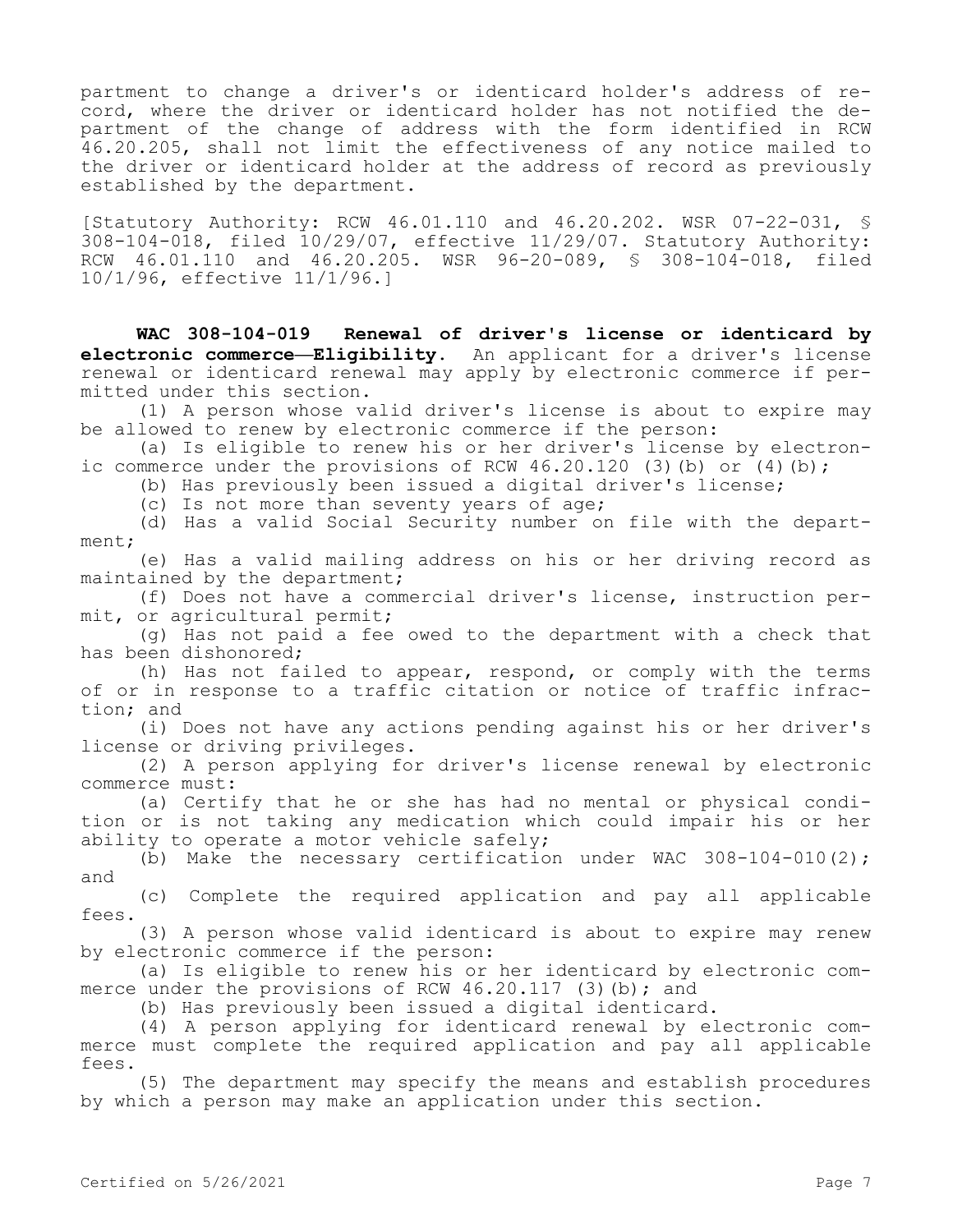partment to change a driver's or identicard holder's address of record, where the driver or identicard holder has not notified the department of the change of address with the form identified in RCW 46.20.205, shall not limit the effectiveness of any notice mailed to the driver or identicard holder at the address of record as previously established by the department.

[Statutory Authority: RCW 46.01.110 and 46.20.202. WSR 07-22-031, § 308-104-018, filed 10/29/07, effective 11/29/07. Statutory Authority: RCW 46.01.110 and 46.20.205. WSR 96-20-089, § 308-104-018, filed 10/1/96, effective 11/1/96.]

**WAC 308-104-019 Renewal of driver's license or identicard by electronic commerce—Eligibility.** An applicant for a driver's license renewal or identicard renewal may apply by electronic commerce if permitted under this section.

(1) A person whose valid driver's license is about to expire may be allowed to renew by electronic commerce if the person:

(a) Is eligible to renew his or her driver's license by electronic commerce under the provisions of RCW 46.20.120 (3)(b) or (4)(b);

(b) Has previously been issued a digital driver's license;

(c) Is not more than seventy years of age;

(d) Has a valid Social Security number on file with the department;

(e) Has a valid mailing address on his or her driving record as maintained by the department;

(f) Does not have a commercial driver's license, instruction permit, or agricultural permit;

(g) Has not paid a fee owed to the department with a check that has been dishonored;

(h) Has not failed to appear, respond, or comply with the terms of or in response to a traffic citation or notice of traffic infraction; and

(i) Does not have any actions pending against his or her driver's license or driving privileges.

(2) A person applying for driver's license renewal by electronic commerce must:

(a) Certify that he or she has had no mental or physical condition or is not taking any medication which could impair his or her ability to operate a motor vehicle safely;

(b) Make the necessary certification under WAC 308-104-010(2); and

(c) Complete the required application and pay all applicable fees.

(3) A person whose valid identicard is about to expire may renew by electronic commerce if the person:

(a) Is eligible to renew his or her identicard by electronic commerce under the provisions of RCW 46.20.117 (3)(b); and

(b) Has previously been issued a digital identicard.

(4) A person applying for identicard renewal by electronic commerce must complete the required application and pay all applicable fees.

(5) The department may specify the means and establish procedures by which a person may make an application under this section.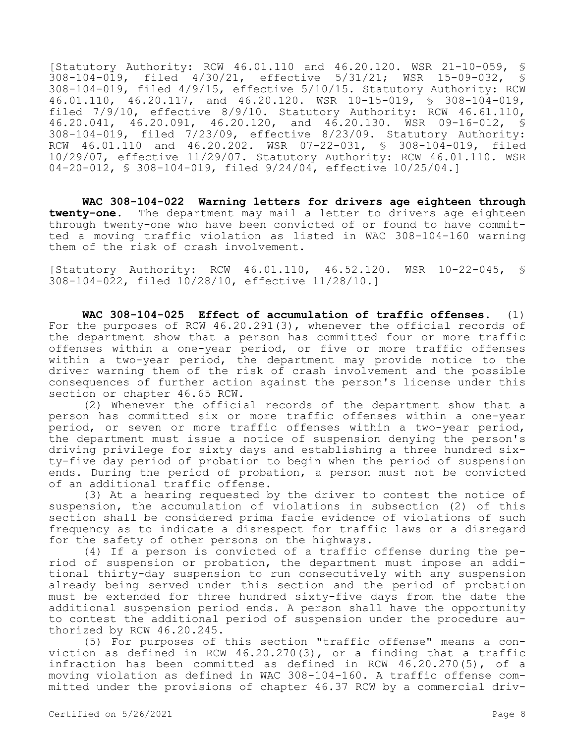[Statutory Authority: RCW 46.01.110 and 46.20.120. WSR 21-10-059, § 308-104-019, filed 4/30/21, effective 5/31/21; WSR 15-09-032, § 308-104-019, filed 4/9/15, effective 5/10/15. Statutory Authority: RCW 46.01.110, 46.20.117, and 46.20.120. WSR 10-15-019, § 308-104-019, filed 7/9/10, effective 8/9/10. Statutory Authority: RCW 46.61.110, 46.20.041, 46.20.091, 46.20.120, and 46.20.130. WSR 09-16-012, § 308-104-019, filed 7/23/09, effective 8/23/09. Statutory Authority: RCW 46.01.110 and 46.20.202. WSR 07-22-031, § 308-104-019, filed 10/29/07, effective 11/29/07. Statutory Authority: RCW 46.01.110. WSR 04-20-012, § 308-104-019, filed 9/24/04, effective 10/25/04.]

**WAC 308-104-022 Warning letters for drivers age eighteen through twenty-one.** The department may mail a letter to drivers age eighteen through twenty-one who have been convicted of or found to have committed a moving traffic violation as listed in WAC 308-104-160 warning them of the risk of crash involvement.

[Statutory Authority: RCW 46.01.110, 46.52.120. WSR 10-22-045, § 308-104-022, filed 10/28/10, effective 11/28/10.]

**WAC 308-104-025 Effect of accumulation of traffic offenses.** (1) For the purposes of RCW 46.20.291(3), whenever the official records of the department show that a person has committed four or more traffic offenses within a one-year period, or five or more traffic offenses within a two-year period, the department may provide notice to the driver warning them of the risk of crash involvement and the possible consequences of further action against the person's license under this section or chapter 46.65 RCW.

(2) Whenever the official records of the department show that a person has committed six or more traffic offenses within a one-year period, or seven or more traffic offenses within a two-year period, the department must issue a notice of suspension denying the person's driving privilege for sixty days and establishing a three hundred sixty-five day period of probation to begin when the period of suspension ends. During the period of probation, a person must not be convicted of an additional traffic offense.

(3) At a hearing requested by the driver to contest the notice of suspension, the accumulation of violations in subsection (2) of this section shall be considered prima facie evidence of violations of such frequency as to indicate a disrespect for traffic laws or a disregard for the safety of other persons on the highways.

(4) If a person is convicted of a traffic offense during the period of suspension or probation, the department must impose an additional thirty-day suspension to run consecutively with any suspension already being served under this section and the period of probation must be extended for three hundred sixty-five days from the date the additional suspension period ends. A person shall have the opportunity to contest the additional period of suspension under the procedure authorized by RCW 46.20.245.

(5) For purposes of this section "traffic offense" means a conviction as defined in RCW 46.20.270(3), or a finding that a traffic infraction has been committed as defined in RCW 46.20.270(5), of a moving violation as defined in WAC 308-104-160. A traffic offense committed under the provisions of chapter 46.37 RCW by a commercial driv-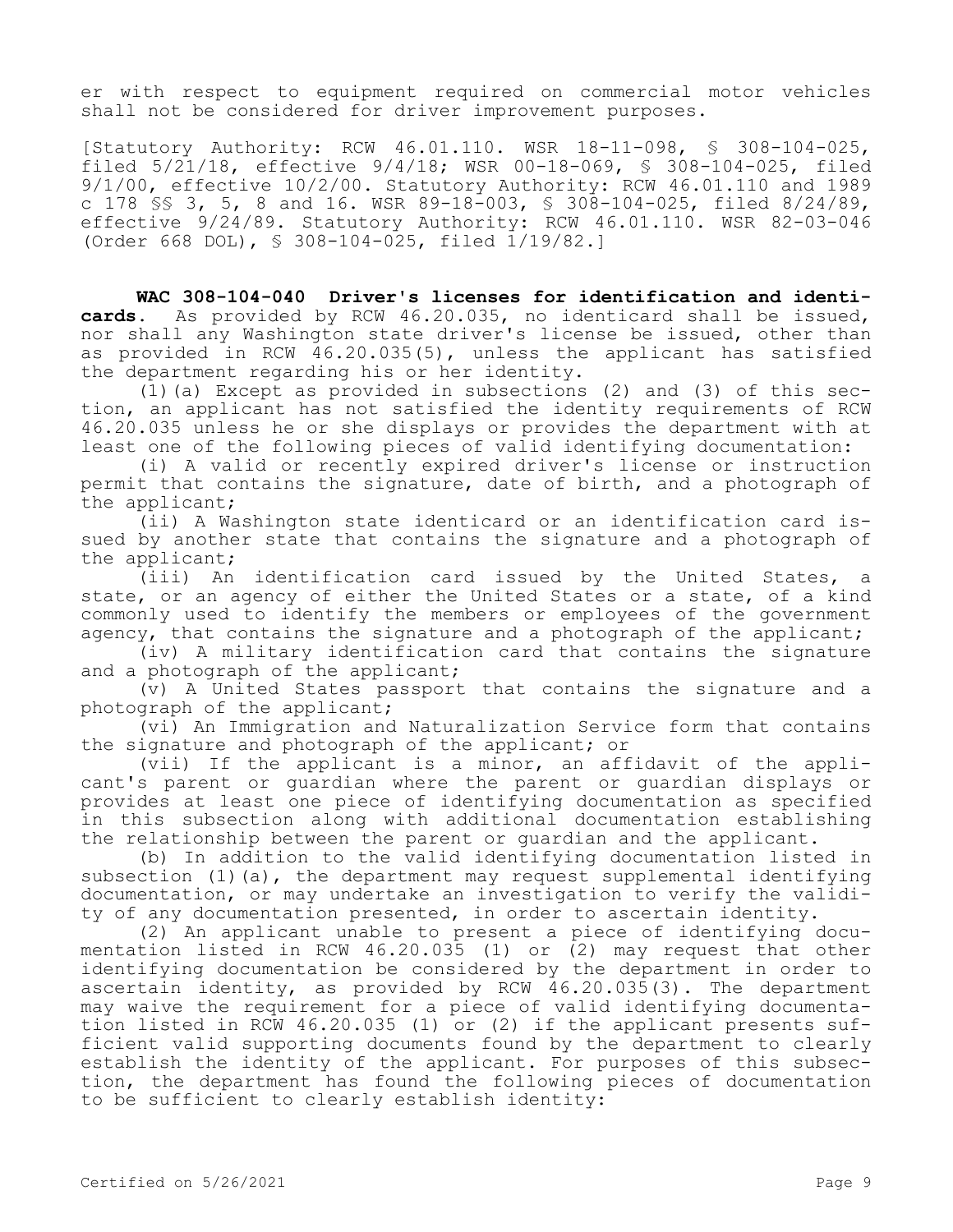er with respect to equipment required on commercial motor vehicles shall not be considered for driver improvement purposes.

[Statutory Authority: RCW 46.01.110. WSR 18-11-098, § 308-104-025, filed 5/21/18, effective 9/4/18; WSR 00-18-069, § 308-104-025, filed 9/1/00, effective 10/2/00. Statutory Authority: RCW 46.01.110 and 1989 c 178 §§ 3, 5, 8 and 16. WSR 89-18-003, § 308-104-025, filed 8/24/89, effective 9/24/89. Statutory Authority: RCW 46.01.110. WSR 82-03-046 (Order 668 DOL), § 308-104-025, filed 1/19/82.]

**WAC 308-104-040 Driver's licenses for identification and identicards.** As provided by RCW 46.20.035, no identicard shall be issued, nor shall any Washington state driver's license be issued, other than as provided in RCW 46.20.035(5), unless the applicant has satisfied the department regarding his or her identity.

(1)(a) Except as provided in subsections (2) and (3) of this section, an applicant has not satisfied the identity requirements of RCW 46.20.035 unless he or she displays or provides the department with at least one of the following pieces of valid identifying documentation:

(i) A valid or recently expired driver's license or instruction permit that contains the signature, date of birth, and a photograph of the applicant;

(ii) A Washington state identicard or an identification card issued by another state that contains the signature and a photograph of the applicant;

(iii) An identification card issued by the United States, a state, or an agency of either the United States or a state, of a kind commonly used to identify the members or employees of the government agency, that contains the signature and a photograph of the applicant;

(iv) A military identification card that contains the signature and a photograph of the applicant;

(v) A United States passport that contains the signature and a photograph of the applicant;

(vi) An Immigration and Naturalization Service form that contains the signature and photograph of the applicant; or

(vii) If the applicant is a minor, an affidavit of the applicant's parent or guardian where the parent or guardian displays or provides at least one piece of identifying documentation as specified in this subsection along with additional documentation establishing the relationship between the parent or guardian and the applicant.

(b) In addition to the valid identifying documentation listed in subsection (1)(a), the department may request supplemental identifying documentation, or may undertake an investigation to verify the validity of any documentation presented, in order to ascertain identity.

(2) An applicant unable to present a piece of identifying documentation listed in RCW 46.20.035 (1) or (2) may request that other identifying documentation be considered by the department in order to ascertain identity, as provided by RCW 46.20.035(3). The department may waive the requirement for a piece of valid identifying documentation listed in RCW 46.20.035 (1) or (2) if the applicant presents sufficient valid supporting documents found by the department to clearly establish the identity of the applicant. For purposes of this subsection, the department has found the following pieces of documentation to be sufficient to clearly establish identity: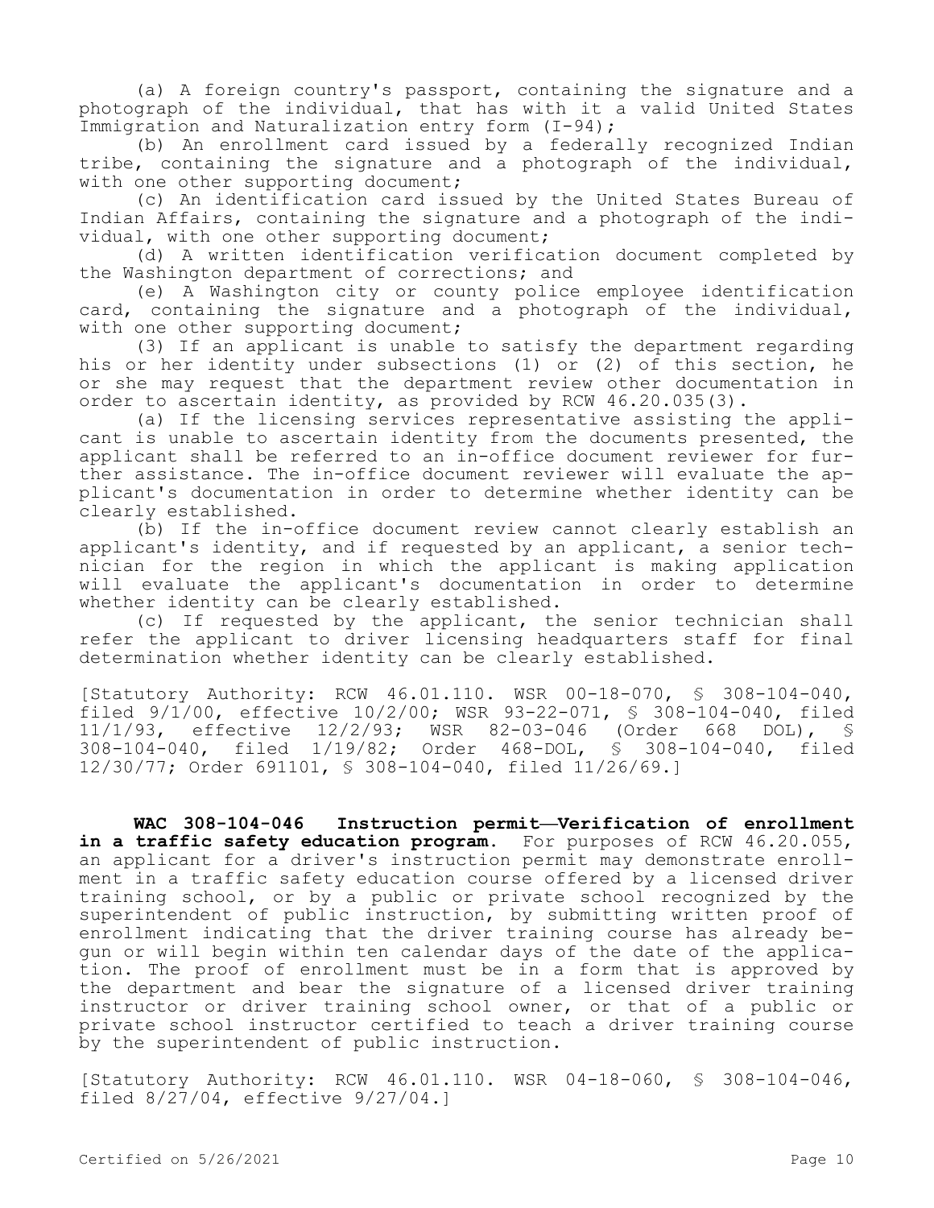(a) A foreign country's passport, containing the signature and a photograph of the individual, that has with it a valid United States Immigration and Naturalization entry form (I-94);

(b) An enrollment card issued by a federally recognized Indian tribe, containing the signature and a photograph of the individual, with one other supporting document;

(c) An identification card issued by the United States Bureau of Indian Affairs, containing the signature and a photograph of the individual, with one other supporting document;

(d) A written identification verification document completed by the Washington department of corrections; and

(e) A Washington city or county police employee identification card, containing the signature and a photograph of the individual, with one other supporting document;

(3) If an applicant is unable to satisfy the department regarding his or her identity under subsections (1) or (2) of this section, he or she may request that the department review other documentation in order to ascertain identity, as provided by RCW 46.20.035(3).

(a) If the licensing services representative assisting the applicant is unable to ascertain identity from the documents presented, the applicant shall be referred to an in-office document reviewer for further assistance. The in-office document reviewer will evaluate the applicant's documentation in order to determine whether identity can be clearly established.

(b) If the in-office document review cannot clearly establish an applicant's identity, and if requested by an applicant, a senior technician for the region in which the applicant is making application will evaluate the applicant's documentation in order to determine whether identity can be clearly established.

(c) If requested by the applicant, the senior technician shall refer the applicant to driver licensing headquarters staff for final determination whether identity can be clearly established.

[Statutory Authority: RCW 46.01.110. WSR 00-18-070, § 308-104-040, filed 9/1/00, effective 10/2/00; WSR 93-22-071, § 308-104-040, filed 11/1/93, effective 12/2/93; WSR 82-03-046 (Order 668 DOL), § 308-104-040, filed 1/19/82; Order 468-DOL, § 308-104-040, filed 12/30/77; Order 691101, § 308-104-040, filed 11/26/69.]

**WAC 308-104-046 Instruction permit—Verification of enrollment in a traffic safety education program.** For purposes of RCW 46.20.055, an applicant for a driver's instruction permit may demonstrate enrollment in a traffic safety education course offered by a licensed driver training school, or by a public or private school recognized by the superintendent of public instruction, by submitting written proof of enrollment indicating that the driver training course has already begun or will begin within ten calendar days of the date of the application. The proof of enrollment must be in a form that is approved by the department and bear the signature of a licensed driver training instructor or driver training school owner, or that of a public or private school instructor certified to teach a driver training course by the superintendent of public instruction.

[Statutory Authority: RCW 46.01.110. WSR 04-18-060, § 308-104-046, filed 8/27/04, effective 9/27/04.]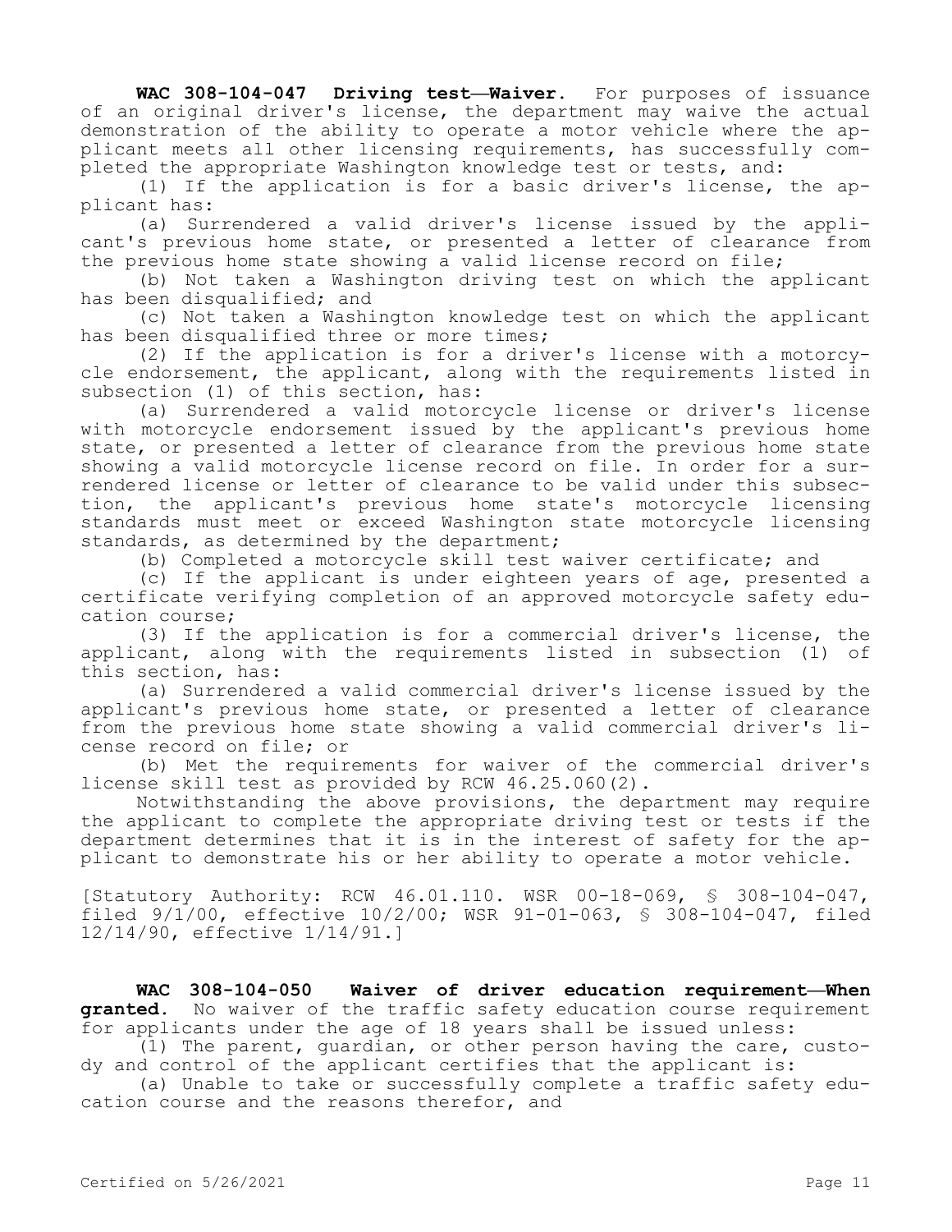**WAC 308-104-047 Driving test—Waiver.** For purposes of issuance of an original driver's license, the department may waive the actual demonstration of the ability to operate a motor vehicle where the applicant meets all other licensing requirements, has successfully completed the appropriate Washington knowledge test or tests, and:

(1) If the application is for a basic driver's license, the applicant has:

(a) Surrendered a valid driver's license issued by the applicant's previous home state, or presented a letter of clearance from the previous home state showing a valid license record on file;

(b) Not taken a Washington driving test on which the applicant has been disqualified; and

(c) Not taken a Washington knowledge test on which the applicant has been disqualified three or more times;

(2) If the application is for a driver's license with a motorcycle endorsement, the applicant, along with the requirements listed in subsection (1) of this section, has:

(a) Surrendered a valid motorcycle license or driver's license with motorcycle endorsement issued by the applicant's previous home state, or presented a letter of clearance from the previous home state showing a valid motorcycle license record on file. In order for a surrendered license or letter of clearance to be valid under this subsection, the applicant's previous home state's motorcycle licensing standards must meet or exceed Washington state motorcycle licensing standards, as determined by the department;

(b) Completed a motorcycle skill test waiver certificate; and

(c) If the applicant is under eighteen years of age, presented a certificate verifying completion of an approved motorcycle safety education course;

(3) If the application is for a commercial driver's license, the applicant, along with the requirements listed in subsection (1) of this section, has:

(a) Surrendered a valid commercial driver's license issued by the applicant's previous home state, or presented a letter of clearance from the previous home state showing a valid commercial driver's license record on file; or

(b) Met the requirements for waiver of the commercial driver's license skill test as provided by RCW 46.25.060(2).

Notwithstanding the above provisions, the department may require the applicant to complete the appropriate driving test or tests if the department determines that it is in the interest of safety for the applicant to demonstrate his or her ability to operate a motor vehicle.

[Statutory Authority: RCW 46.01.110. WSR 00-18-069, § 308-104-047, filed 9/1/00, effective 10/2/00; WSR 91-01-063, § 308-104-047, filed 12/14/90, effective 1/14/91.]

**WAC 308-104-050 Waiver of driver education requirement—When granted.** No waiver of the traffic safety education course requirement for applicants under the age of 18 years shall be issued unless:

(1) The parent, guardian, or other person having the care, custody and control of the applicant certifies that the applicant is:

(a) Unable to take or successfully complete a traffic safety education course and the reasons therefor, and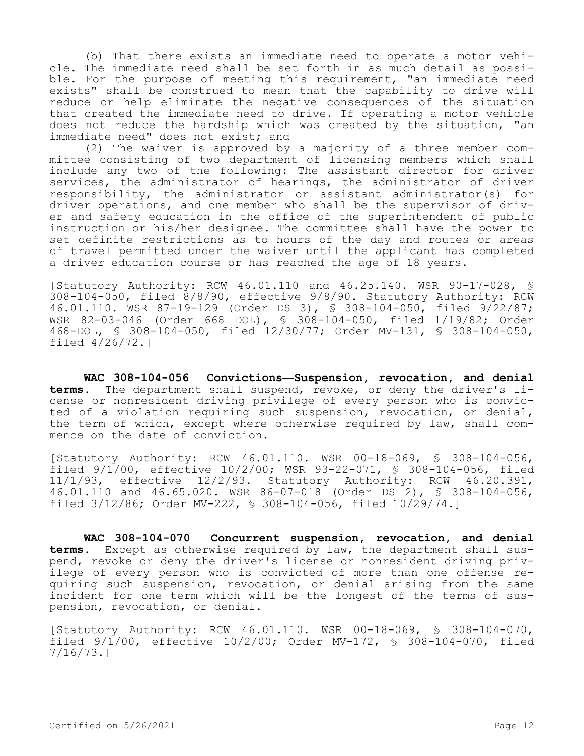(b) That there exists an immediate need to operate a motor vehicle. The immediate need shall be set forth in as much detail as possible. For the purpose of meeting this requirement, "an immediate need exists" shall be construed to mean that the capability to drive will reduce or help eliminate the negative consequences of the situation that created the immediate need to drive. If operating a motor vehicle does not reduce the hardship which was created by the situation, "an immediate need" does not exist; and

(2) The waiver is approved by a majority of a three member committee consisting of two department of licensing members which shall include any two of the following: The assistant director for driver services, the administrator of hearings, the administrator of driver responsibility, the administrator or assistant administrator(s) for driver operations, and one member who shall be the supervisor of driver and safety education in the office of the superintendent of public instruction or his/her designee. The committee shall have the power to set definite restrictions as to hours of the day and routes or areas of travel permitted under the waiver until the applicant has completed a driver education course or has reached the age of 18 years.

[Statutory Authority: RCW 46.01.110 and 46.25.140. WSR 90-17-028, § 308-104-050, filed 8/8/90, effective 9/8/90. Statutory Authority: RCW 46.01.110. WSR 87-19-129 (Order DS 3), § 308-104-050, filed 9/22/87; WSR 82-03-046 (Order 668 DOL), § 308-104-050, filed 1/19/82; Order 468-DOL, § 308-104-050, filed 12/30/77; Order MV-131, § 308-104-050, filed 4/26/72.]

**WAC 308-104-056 Convictions—Suspension, revocation, and denial terms.** The department shall suspend, revoke, or deny the driver's license or nonresident driving privilege of every person who is convicted of a violation requiring such suspension, revocation, or denial, the term of which, except where otherwise required by law, shall commence on the date of conviction.

[Statutory Authority: RCW 46.01.110. WSR 00-18-069, § 308-104-056, filed 9/1/00, effective 10/2/00; WSR 93-22-071, § 308-104-056, filed 11/1/93, effective 12/2/93. Statutory Authority: RCW 46.20.391, 46.01.110 and 46.65.020. WSR 86-07-018 (Order DS 2), § 308-104-056, filed 3/12/86; Order MV-222, § 308-104-056, filed 10/29/74.]

**WAC 308-104-070 Concurrent suspension, revocation, and denial terms.** Except as otherwise required by law, the department shall suspend, revoke or deny the driver's license or nonresident driving privilege of every person who is convicted of more than one offense requiring such suspension, revocation, or denial arising from the same incident for one term which will be the longest of the terms of suspension, revocation, or denial.

[Statutory Authority: RCW 46.01.110. WSR 00-18-069, § 308-104-070, filed 9/1/00, effective 10/2/00; Order MV-172, § 308-104-070, filed 7/16/73.]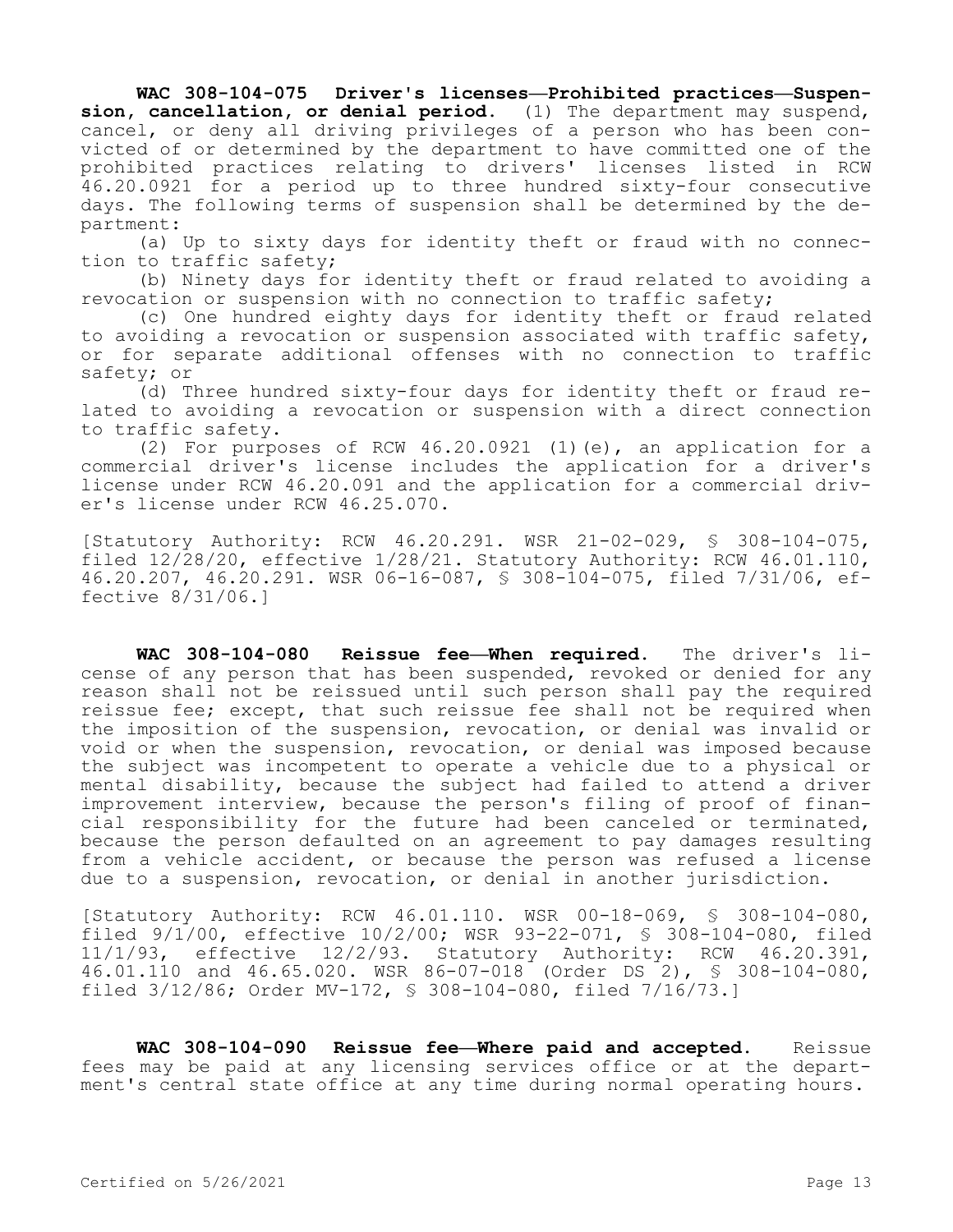**WAC 308-104-075 Driver's licenses—Prohibited practices—Suspension, cancellation, or denial period.** (1) The department may suspend, cancel, or deny all driving privileges of a person who has been convicted of or determined by the department to have committed one of the prohibited practices relating to drivers' licenses listed in RCW 46.20.0921 for a period up to three hundred sixty-four consecutive days. The following terms of suspension shall be determined by the department:

(a) Up to sixty days for identity theft or fraud with no connection to traffic safety;

(b) Ninety days for identity theft or fraud related to avoiding a revocation or suspension with no connection to traffic safety;

(c) One hundred eighty days for identity theft or fraud related to avoiding a revocation or suspension associated with traffic safety, or for separate additional offenses with no connection to traffic safety; or

(d) Three hundred sixty-four days for identity theft or fraud related to avoiding a revocation or suspension with a direct connection to traffic safety.

(2) For purposes of RCW 46.20.0921 (1)(e), an application for a commercial driver's license includes the application for a driver's license under RCW 46.20.091 and the application for a commercial driver's license under RCW 46.25.070.

[Statutory Authority: RCW 46.20.291. WSR 21-02-029, § 308-104-075, filed 12/28/20, effective 1/28/21. Statutory Authority: RCW 46.01.110, 46.20.207, 46.20.291. WSR 06-16-087, § 308-104-075, filed 7/31/06, effective 8/31/06.]

**WAC 308-104-080 Reissue fee—When required.** The driver's license of any person that has been suspended, revoked or denied for any reason shall not be reissued until such person shall pay the required reissue fee; except, that such reissue fee shall not be required when the imposition of the suspension, revocation, or denial was invalid or void or when the suspension, revocation, or denial was imposed because the subject was incompetent to operate a vehicle due to a physical or mental disability, because the subject had failed to attend a driver improvement interview, because the person's filing of proof of financial responsibility for the future had been canceled or terminated, because the person defaulted on an agreement to pay damages resulting from a vehicle accident, or because the person was refused a license due to a suspension, revocation, or denial in another jurisdiction.

[Statutory Authority: RCW 46.01.110. WSR 00-18-069, § 308-104-080, filed 9/1/00, effective 10/2/00; WSR 93-22-071, § 308-104-080, filed 11/1/93, effective 12/2/93. Statutory Authority: RCW 46.20.391, 46.01.110 and 46.65.020. WSR 86-07-018 (Order DS 2), § 308-104-080, filed 3/12/86; Order MV-172, § 308-104-080, filed 7/16/73.]

**WAC 308-104-090 Reissue fee—Where paid and accepted.** Reissue fees may be paid at any licensing services office or at the department's central state office at any time during normal operating hours.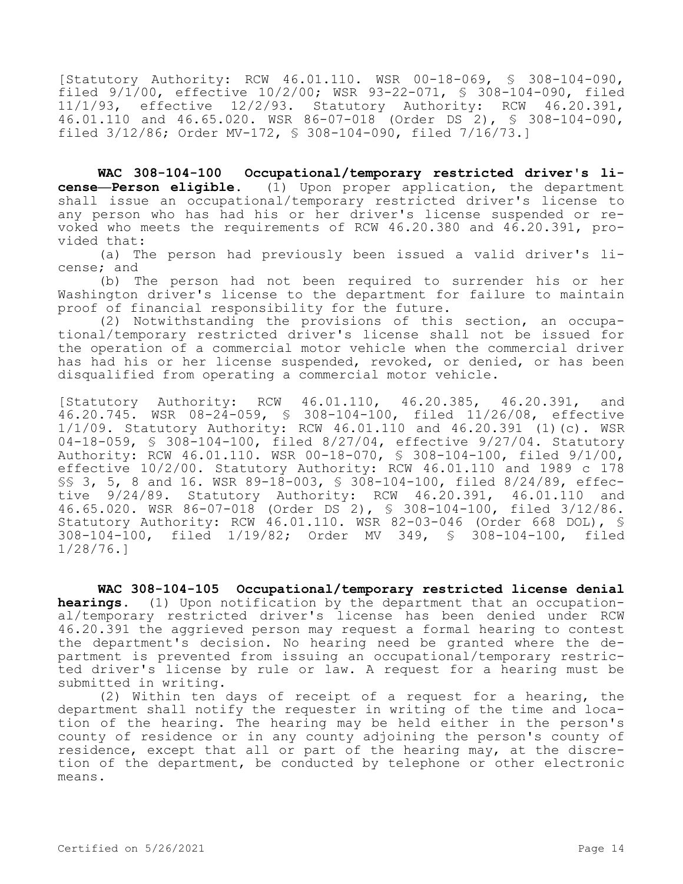[Statutory Authority: RCW 46.01.110. WSR 00-18-069, § 308-104-090, filed 9/1/00, effective 10/2/00; WSR 93-22-071, § 308-104-090, filed 11/1/93, effective 12/2/93. Statutory Authority: RCW 46.20.391, 46.01.110 and 46.65.020. WSR 86-07-018 (Order DS 2), § 308-104-090, filed 3/12/86; Order MV-172, § 308-104-090, filed 7/16/73.]

**WAC 308-104-100 Occupational/temporary restricted driver's license—Person eligible.** (1) Upon proper application, the department shall issue an occupational/temporary restricted driver's license to any person who has had his or her driver's license suspended or revoked who meets the requirements of RCW 46.20.380 and 46.20.391, provided that:

(a) The person had previously been issued a valid driver's license; and

(b) The person had not been required to surrender his or her Washington driver's license to the department for failure to maintain proof of financial responsibility for the future.

(2) Notwithstanding the provisions of this section, an occupational/temporary restricted driver's license shall not be issued for the operation of a commercial motor vehicle when the commercial driver has had his or her license suspended, revoked, or denied, or has been disqualified from operating a commercial motor vehicle.

[Statutory Authority: RCW 46.01.110, 46.20.385, 46.20.391, and 46.20.745. WSR 08-24-059, § 308-104-100, filed 11/26/08, effective 1/1/09. Statutory Authority: RCW 46.01.110 and 46.20.391 (1)(c). WSR 04-18-059, § 308-104-100, filed 8/27/04, effective 9/27/04. Statutory Authority: RCW 46.01.110. WSR 00-18-070, § 308-104-100, filed 9/1/00, effective 10/2/00. Statutory Authority: RCW 46.01.110 and 1989 c 178 §§ 3, 5, 8 and 16. WSR 89-18-003, § 308-104-100, filed 8/24/89, effective 9/24/89. Statutory Authority: RCW 46.20.391, 46.01.110 and 46.65.020. WSR 86-07-018 (Order DS 2), § 308-104-100, filed 3/12/86. Statutory Authority: RCW 46.01.110. WSR 82-03-046 (Order 668 DOL), § 308-104-100, filed 1/19/82; Order MV 349, § 308-104-100, filed 1/28/76.]

**WAC 308-104-105 Occupational/temporary restricted license denial hearings.** (1) Upon notification by the department that an occupational/temporary restricted driver's license has been denied under RCW 46.20.391 the aggrieved person may request a formal hearing to contest the department's decision. No hearing need be granted where the department is prevented from issuing an occupational/temporary restricted driver's license by rule or law. A request for a hearing must be submitted in writing.

(2) Within ten days of receipt of a request for a hearing, the department shall notify the requester in writing of the time and location of the hearing. The hearing may be held either in the person's county of residence or in any county adjoining the person's county of residence, except that all or part of the hearing may, at the discretion of the department, be conducted by telephone or other electronic means.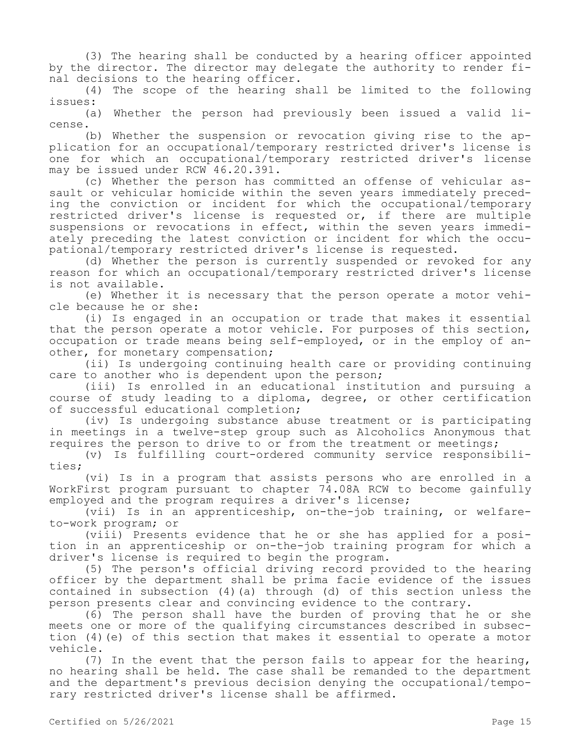(3) The hearing shall be conducted by a hearing officer appointed by the director. The director may delegate the authority to render final decisions to the hearing officer.

(4) The scope of the hearing shall be limited to the following issues:

(a) Whether the person had previously been issued a valid license.

(b) Whether the suspension or revocation giving rise to the application for an occupational/temporary restricted driver's license is one for which an occupational/temporary restricted driver's license may be issued under RCW 46.20.391.

(c) Whether the person has committed an offense of vehicular assault or vehicular homicide within the seven years immediately preceding the conviction or incident for which the occupational/temporary restricted driver's license is requested or, if there are multiple suspensions or revocations in effect, within the seven years immediately preceding the latest conviction or incident for which the occupational/temporary restricted driver's license is requested.

(d) Whether the person is currently suspended or revoked for any reason for which an occupational/temporary restricted driver's license is not available.

(e) Whether it is necessary that the person operate a motor vehicle because he or she:

(i) Is engaged in an occupation or trade that makes it essential that the person operate a motor vehicle. For purposes of this section, occupation or trade means being self-employed, or in the employ of another, for monetary compensation;

(ii) Is undergoing continuing health care or providing continuing care to another who is dependent upon the person;

(iii) Is enrolled in an educational institution and pursuing a course of study leading to a diploma, degree, or other certification of successful educational completion;

(iv) Is undergoing substance abuse treatment or is participating in meetings in a twelve-step group such as Alcoholics Anonymous that requires the person to drive to or from the treatment or meetings;

(v) Is fulfilling court-ordered community service responsibilities;

(vi) Is in a program that assists persons who are enrolled in a WorkFirst program pursuant to chapter 74.08A RCW to become gainfully employed and the program requires a driver's license;

(vii) Is in an apprenticeship, on-the-job training, or welfare-to-work program; or

(viii) Presents evidence that he or she has applied for a position in an apprenticeship or on-the-job training program for which a driver's license is required to begin the program.

(5) The person's official driving record provided to the hearing officer by the department shall be prima facie evidence of the issues contained in subsection (4)(a) through (d) of this section unless the person presents clear and convincing evidence to the contrary.

(6) The person shall have the burden of proving that he or she meets one or more of the qualifying circumstances described in subsection (4)(e) of this section that makes it essential to operate a motor vehicle.

(7) In the event that the person fails to appear for the hearing, no hearing shall be held. The case shall be remanded to the department and the department's previous decision denying the occupational/temporary restricted driver's license shall be affirmed.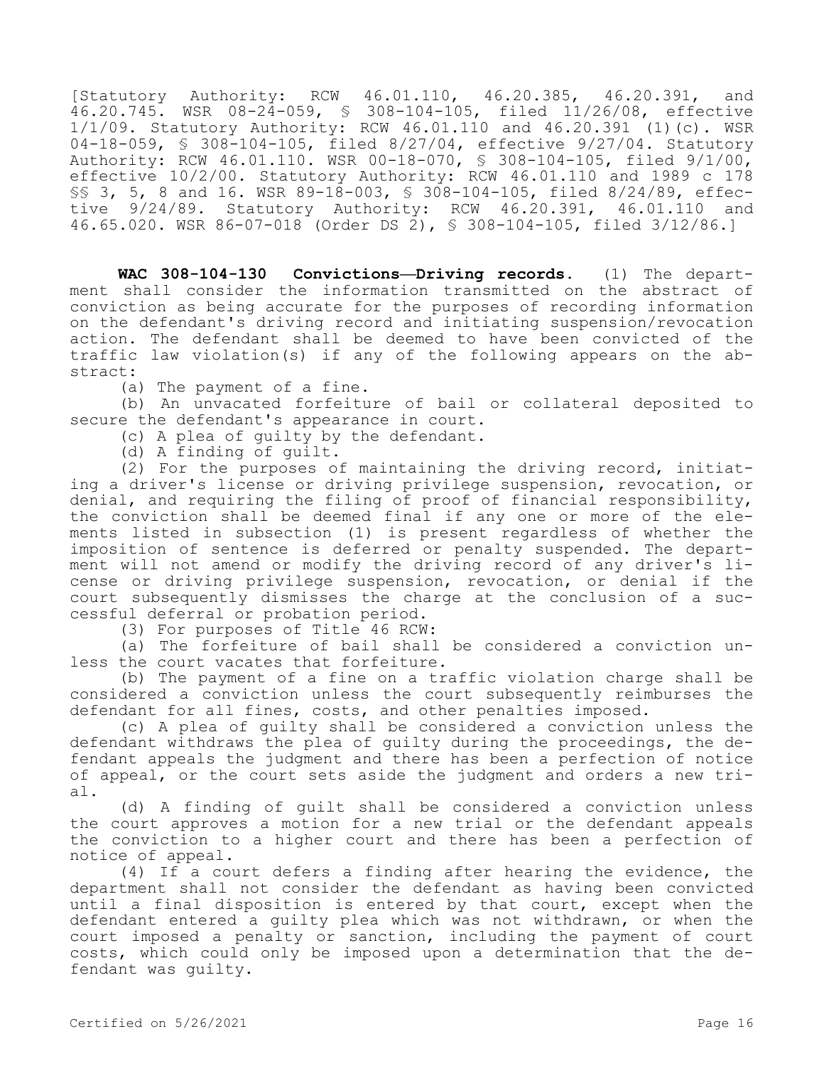[Statutory Authority: RCW 46.01.110, 46.20.385, 46.20.391, and 46.20.745. WSR 08-24-059, § 308-104-105, filed 11/26/08, effective 1/1/09. Statutory Authority: RCW 46.01.110 and 46.20.391 (1)(c). WSR 04-18-059, § 308-104-105, filed 8/27/04, effective 9/27/04. Statutory Authority: RCW 46.01.110. WSR 00-18-070, § 308-104-105, filed 9/1/00, effective 10/2/00. Statutory Authority: RCW 46.01.110 and 1989 c 178 §§ 3, 5, 8 and 16. WSR 89-18-003, § 308-104-105, filed 8/24/89, effective 9/24/89. Statutory Authority: RCW 46.20.391, 46.01.110 and 46.65.020. WSR 86-07-018 (Order DS 2), § 308-104-105, filed 3/12/86.]

**WAC 308-104-130 Convictions—Driving records.** (1) The department shall consider the information transmitted on the abstract of conviction as being accurate for the purposes of recording information on the defendant's driving record and initiating suspension/revocation action. The defendant shall be deemed to have been convicted of the traffic law violation(s) if any of the following appears on the abstract:

(a) The payment of a fine.

(b) An unvacated forfeiture of bail or collateral deposited to secure the defendant's appearance in court.

(c) A plea of guilty by the defendant.

(d) A finding of guilt.

(2) For the purposes of maintaining the driving record, initiating a driver's license or driving privilege suspension, revocation, or denial, and requiring the filing of proof of financial responsibility, the conviction shall be deemed final if any one or more of the elements listed in subsection (1) is present regardless of whether the imposition of sentence is deferred or penalty suspended. The department will not amend or modify the driving record of any driver's license or driving privilege suspension, revocation, or denial if the court subsequently dismisses the charge at the conclusion of a successful deferral or probation period.

(3) For purposes of Title 46 RCW:

(a) The forfeiture of bail shall be considered a conviction unless the court vacates that forfeiture.

(b) The payment of a fine on a traffic violation charge shall be considered a conviction unless the court subsequently reimburses the defendant for all fines, costs, and other penalties imposed.

(c) A plea of guilty shall be considered a conviction unless the defendant withdraws the plea of guilty during the proceedings, the defendant appeals the judgment and there has been a perfection of notice of appeal, or the court sets aside the judgment and orders a new trial.

(d) A finding of guilt shall be considered a conviction unless the court approves a motion for a new trial or the defendant appeals the conviction to a higher court and there has been a perfection of notice of appeal.

(4) If a court defers a finding after hearing the evidence, the department shall not consider the defendant as having been convicted until a final disposition is entered by that court, except when the defendant entered a guilty plea which was not withdrawn, or when the court imposed a penalty or sanction, including the payment of court costs, which could only be imposed upon a determination that the defendant was guilty.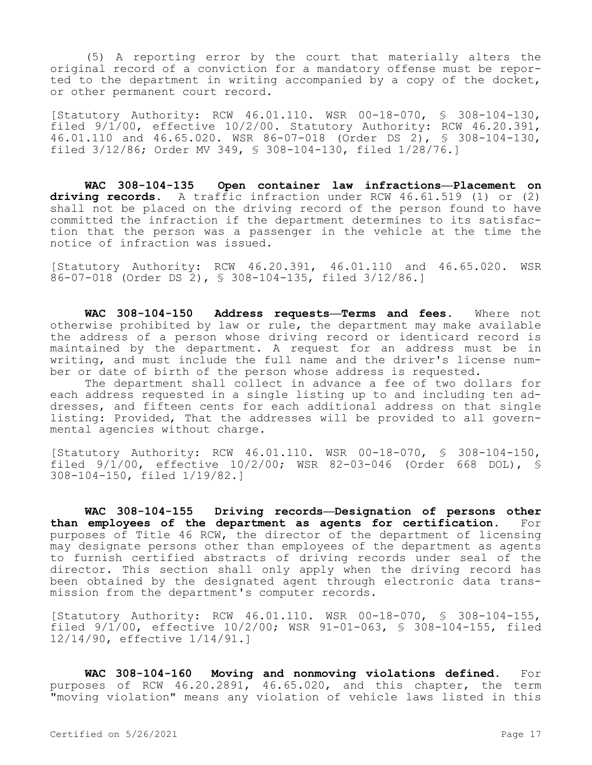(5) A reporting error by the court that materially alters the original record of a conviction for a mandatory offense must be reported to the department in writing accompanied by a copy of the docket, or other permanent court record.

[Statutory Authority: RCW 46.01.110. WSR 00-18-070, § 308-104-130, filed 9/1/00, effective 10/2/00. Statutory Authority: RCW 46.20.391, 46.01.110 and 46.65.020. WSR 86-07-018 (Order DS 2), § 308-104-130, filed 3/12/86; Order MV 349, § 308-104-130, filed 1/28/76.]

**WAC 308-104-135 Open container law infractions—Placement on driving records.** A traffic infraction under RCW 46.61.519 (1) or (2) shall not be placed on the driving record of the person found to have committed the infraction if the department determines to its satisfaction that the person was a passenger in the vehicle at the time the notice of infraction was issued.

[Statutory Authority: RCW 46.20.391, 46.01.110 and 46.65.020. WSR 86-07-018 (Order DS 2), § 308-104-135, filed 3/12/86.]

**WAC 308-104-150 Address requests—Terms and fees.** Where not otherwise prohibited by law or rule, the department may make available the address of a person whose driving record or identicard record is maintained by the department. A request for an address must be in writing, and must include the full name and the driver's license number or date of birth of the person whose address is requested.

The department shall collect in advance a fee of two dollars for each address requested in a single listing up to and including ten addresses, and fifteen cents for each additional address on that single listing: Provided, That the addresses will be provided to all governmental agencies without charge.

[Statutory Authority: RCW 46.01.110. WSR 00-18-070, § 308-104-150, filed 9/1/00, effective 10/2/00; WSR 82-03-046 (Order 668 DOL), § 308-104-150, filed 1/19/82.]

**WAC 308-104-155 Driving records—Designation of persons other than employees of the department as agents for certification.** For purposes of Title 46 RCW, the director of the department of licensing may designate persons other than employees of the department as agents to furnish certified abstracts of driving records under seal of the director. This section shall only apply when the driving record has been obtained by the designated agent through electronic data transmission from the department's computer records.

[Statutory Authority: RCW 46.01.110. WSR 00-18-070, § 308-104-155, filed 9/1/00, effective 10/2/00; WSR 91-01-063, § 308-104-155, filed 12/14/90, effective 1/14/91.]

**WAC 308-104-160 Moving and nonmoving violations defined.** For purposes of RCW 46.20.2891, 46.65.020, and this chapter, the term "moving violation" means any violation of vehicle laws listed in this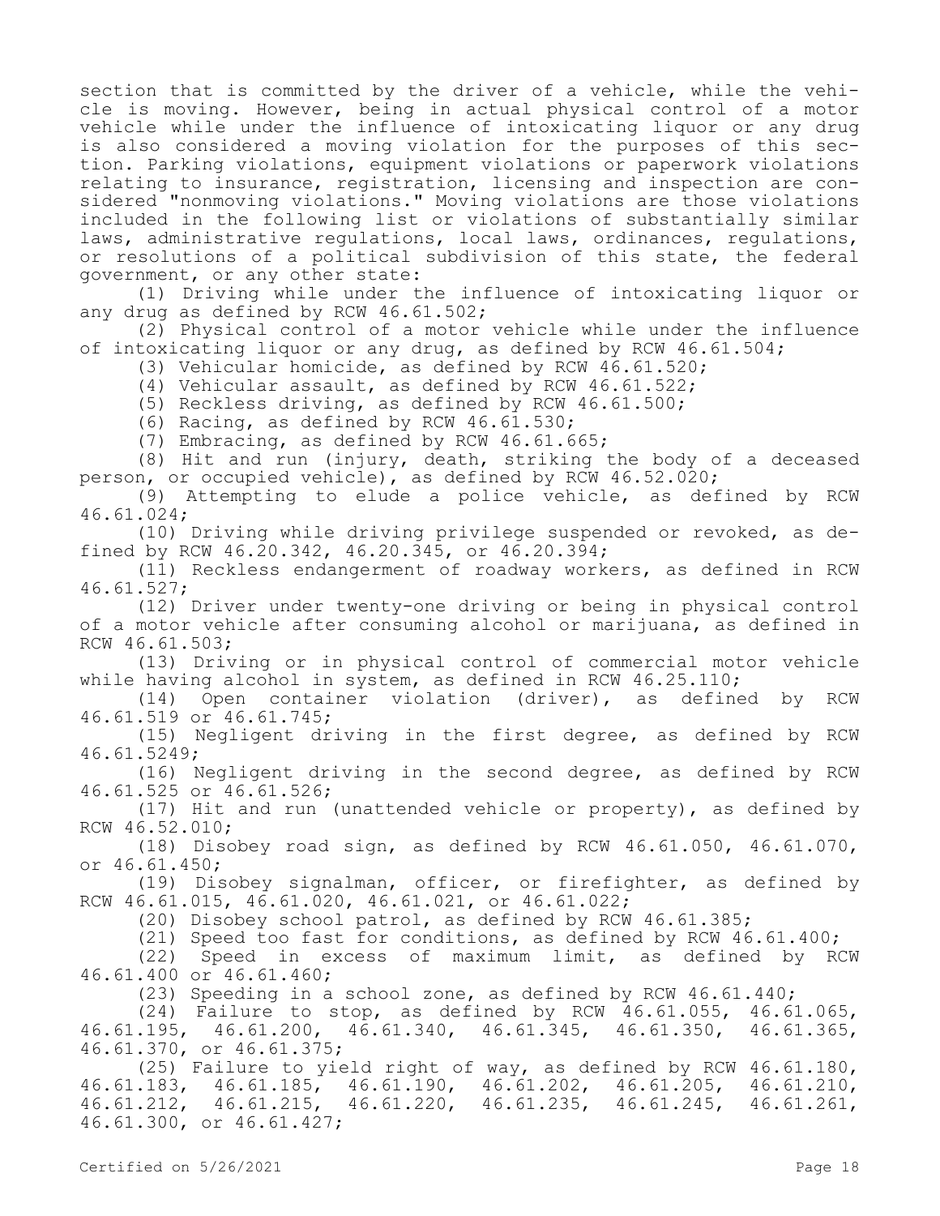section that is committed by the driver of a vehicle, while the vehicle is moving. However, being in actual physical control of a motor vehicle while under the influence of intoxicating liquor or any drug is also considered a moving violation for the purposes of this section. Parking violations, equipment violations or paperwork violations relating to insurance, registration, licensing and inspection are considered "nonmoving violations." Moving violations are those violations included in the following list or violations of substantially similar laws, administrative regulations, local laws, ordinances, regulations, or resolutions of a political subdivision of this state, the federal government, or any other state:

(1) Driving while under the influence of intoxicating liquor or any drug as defined by RCW 46.61.502;

(2) Physical control of a motor vehicle while under the influence of intoxicating liquor or any drug, as defined by RCW 46.61.504;

(3) Vehicular homicide, as defined by RCW 46.61.520;

(4) Vehicular assault, as defined by RCW 46.61.522;

(5) Reckless driving, as defined by RCW 46.61.500;

(6) Racing, as defined by RCW 46.61.530;

(7) Embracing, as defined by RCW 46.61.665;

(8) Hit and run (injury, death, striking the body of a deceased person, or occupied vehicle), as defined by RCW 46.52.020;

(9) Attempting to elude a police vehicle, as defined by RCW 46.61.024;

(10) Driving while driving privilege suspended or revoked, as defined by RCW 46.20.342, 46.20.345, or 46.20.394;

(11) Reckless endangerment of roadway workers, as defined in RCW 46.61.527;

(12) Driver under twenty-one driving or being in physical control of a motor vehicle after consuming alcohol or marijuana, as defined in RCW 46.61.503;

(13) Driving or in physical control of commercial motor vehicle while having alcohol in system, as defined in RCW 46.25.110;

(14) Open container violation (driver), as defined by RCW 46.61.519 or 46.61.745;

(15) Negligent driving in the first degree, as defined by RCW 46.61.5249;

(16) Negligent driving in the second degree, as defined by RCW 46.61.525 or 46.61.526;

(17) Hit and run (unattended vehicle or property), as defined by RCW 46.52.010;

(18) Disobey road sign, as defined by RCW 46.61.050, 46.61.070, or 46.61.450;

(19) Disobey signalman, officer, or firefighter, as defined by RCW 46.61.015, 46.61.020, 46.61.021, or 46.61.022;

(20) Disobey school patrol, as defined by RCW 46.61.385;

(21) Speed too fast for conditions, as defined by RCW 46.61.400;

(22) Speed in excess of maximum limit, as defined by RCW 46.61.400 or 46.61.460;

(23) Speeding in a school zone, as defined by RCW 46.61.440;

(24) Failure to stop, as defined by RCW 46.61.055, 46.61.065, 46.61.195, 46.61.200, 46.61.340, 46.61.345, 46.61.350, 46.61.365, 46.61.370, or 46.61.375;

(25) Failure to yield right of way, as defined by RCW 46.61.180, 46.61.183, 46.61.185, 46.61.190, 46.61.202, 46.61.205, 46.61.210, 46.61.212, 46.61.215, 46.61.220, 46.61.235, 46.61.245, 46.61.261, 46.61.300, or 46.61.427;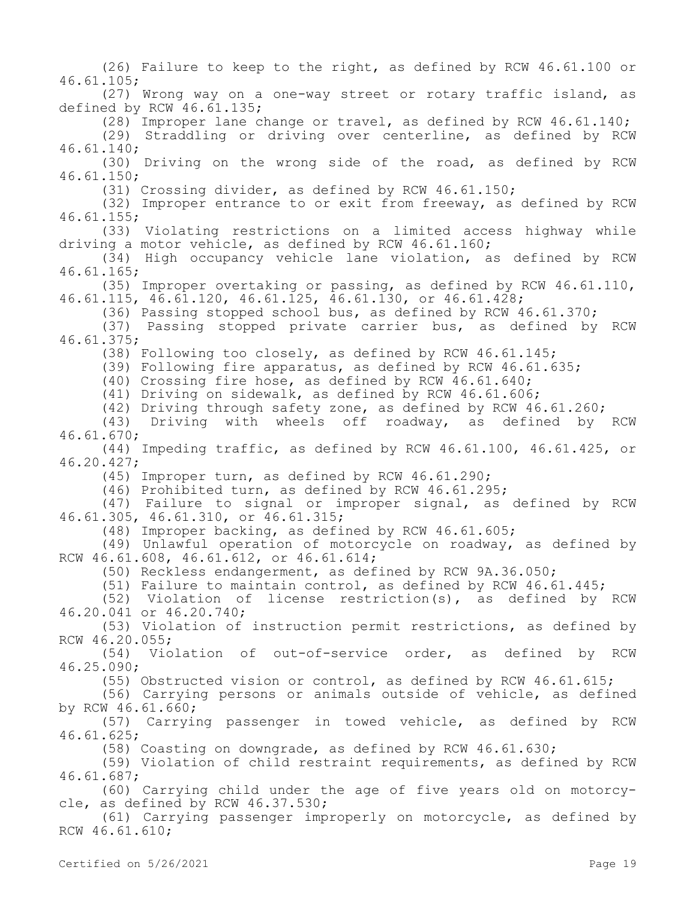(26) Failure to keep to the right, as defined by RCW 46.61.100 or 46.61.105;

(27) Wrong way on a one-way street or rotary traffic island, as defined by RCW 46.61.135;

(28) Improper lane change or travel, as defined by RCW 46.61.140;

(29) Straddling or driving over centerline, as defined by RCW 46.61.140;

(30) Driving on the wrong side of the road, as defined by RCW 46.61.150;

(31) Crossing divider, as defined by RCW 46.61.150;

(32) Improper entrance to or exit from freeway, as defined by RCW 46.61.155;

(33) Violating restrictions on a limited access highway while driving a motor vehicle, as defined by RCW 46.61.160;

(34) High occupancy vehicle lane violation, as defined by RCW 46.61.165;

(35) Improper overtaking or passing, as defined by RCW 46.61.110, 46.61.115, 46.61.120, 46.61.125, 46.61.130, or 46.61.428;

(36) Passing stopped school bus, as defined by RCW 46.61.370;

(37) Passing stopped private carrier bus, as defined by RCW 46.61.375;

(38) Following too closely, as defined by RCW 46.61.145;

(39) Following fire apparatus, as defined by RCW 46.61.635;

(40) Crossing fire hose, as defined by RCW 46.61.640;

(41) Driving on sidewalk, as defined by RCW 46.61.606;

(42) Driving through safety zone, as defined by RCW 46.61.260;

(43) Driving with wheels off roadway, as defined by RCW 46.61.670;

(44) Impeding traffic, as defined by RCW 46.61.100, 46.61.425, or 46.20.427;

(45) Improper turn, as defined by RCW 46.61.290;

(46) Prohibited turn, as defined by RCW 46.61.295;

(47) Failure to signal or improper signal, as defined by RCW 46.61.305, 46.61.310, or 46.61.315;

(48) Improper backing, as defined by RCW 46.61.605;

(49) Unlawful operation of motorcycle on roadway, as defined by RCW 46.61.608, 46.61.612, or 46.61.614;

(50) Reckless endangerment, as defined by RCW 9A.36.050;

(51) Failure to maintain control, as defined by RCW 46.61.445;

(52) Violation of license restriction(s), as defined by RCW 46.20.041 or 46.20.740;

(53) Violation of instruction permit restrictions, as defined by RCW 46.20.055;

(54) Violation of out-of-service order, as defined by RCW 46.25.090;

(55) Obstructed vision or control, as defined by RCW 46.61.615;

(56) Carrying persons or animals outside of vehicle, as defined by RCW 46.61.660;

(57) Carrying passenger in towed vehicle, as defined by RCW 46.61.625;

(58) Coasting on downgrade, as defined by RCW 46.61.630;

(59) Violation of child restraint requirements, as defined by RCW 46.61.687;

(60) Carrying child under the age of five years old on motorcycle, as defined by RCW 46.37.530;

(61) Carrying passenger improperly on motorcycle, as defined by RCW 46.61.610;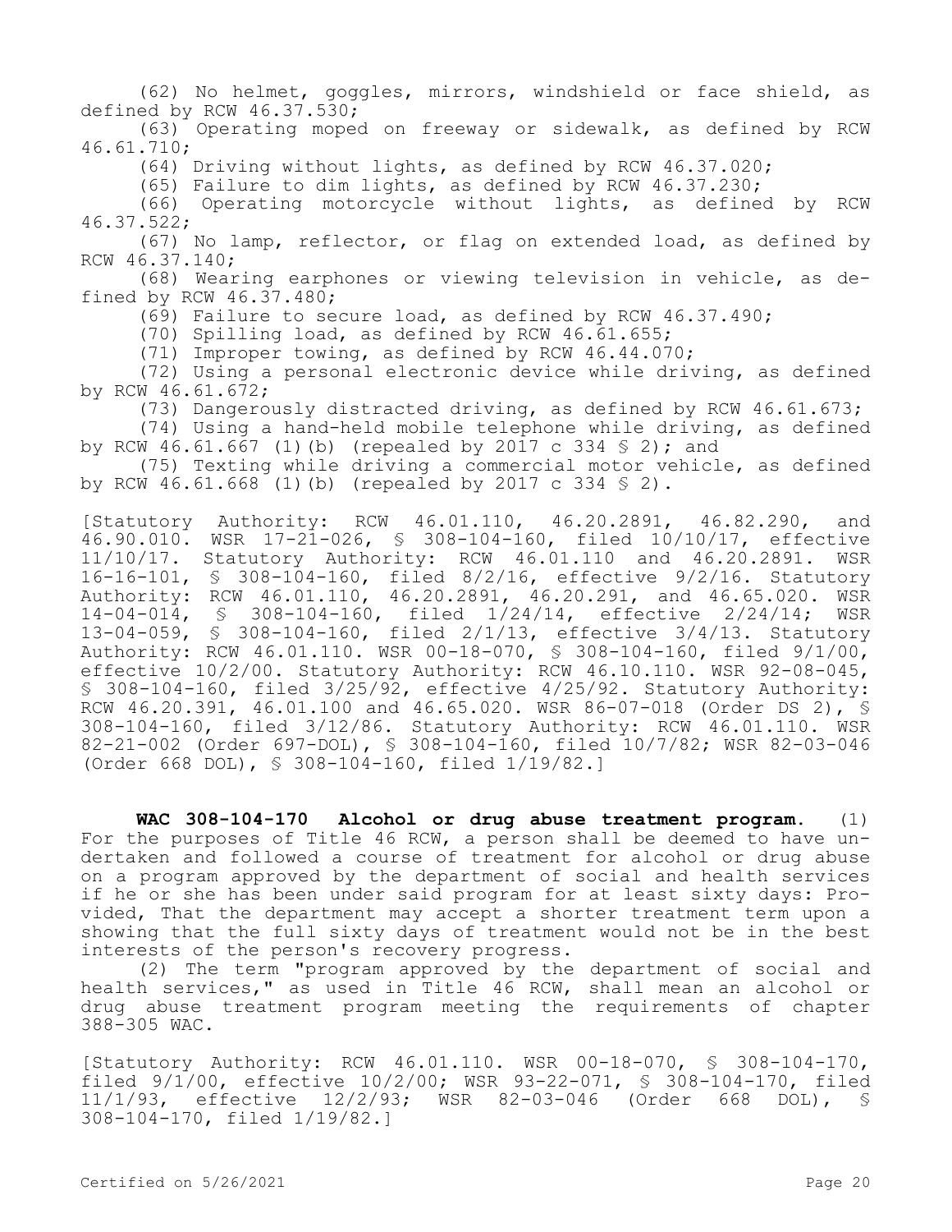(62) No helmet, goggles, mirrors, windshield or face shield, as defined by RCW 46.37.530;

(63) Operating moped on freeway or sidewalk, as defined by RCW 46.61.710;

(64) Driving without lights, as defined by RCW 46.37.020;

(65) Failure to dim lights, as defined by RCW 46.37.230;

(66) Operating motorcycle without lights, as defined by RCW 46.37.522;

(67) No lamp, reflector, or flag on extended load, as defined by RCW 46.37.140;

(68) Wearing earphones or viewing television in vehicle, as defined by RCW 46.37.480;

(69) Failure to secure load, as defined by RCW 46.37.490;

(70) Spilling load, as defined by RCW 46.61.655;

(71) Improper towing, as defined by RCW 46.44.070;

(72) Using a personal electronic device while driving, as defined by RCW 46.61.672;

(73) Dangerously distracted driving, as defined by RCW 46.61.673;

(74) Using a hand-held mobile telephone while driving, as defined by RCW 46.61.667 (1)(b) (repealed by 2017 c 334 § 2); and

(75) Texting while driving a commercial motor vehicle, as defined by RCW 46.61.668 (1)(b) (repealed by 2017 c 334 § 2).

[Statutory Authority: RCW 46.01.110, 46.20.2891, 46.82.290, and 46.90.010. WSR 17-21-026, § 308-104-160, filed 10/10/17, effective 11/10/17. Statutory Authority: RCW 46.01.110 and 46.20.2891. WSR 16-16-101, § 308-104-160, filed 8/2/16, effective 9/2/16. Statutory Authority: RCW 46.01.110, 46.20.2891, 46.20.291, and 46.65.020. WSR 14-04-014, § 308-104-160, filed 1/24/14, effective 2/24/14; WSR 13-04-059, § 308-104-160, filed 2/1/13, effective 3/4/13. Statutory Authority: RCW 46.01.110. WSR 00-18-070, § 308-104-160, filed 9/1/00, effective 10/2/00. Statutory Authority: RCW 46.10.110. WSR 92-08-045, § 308-104-160, filed 3/25/92, effective 4/25/92. Statutory Authority: RCW 46.20.391, 46.01.100 and 46.65.020. WSR 86-07-018 (Order DS 2), § 308-104-160, filed 3/12/86. Statutory Authority: RCW 46.01.110. WSR 82-21-002 (Order 697-DOL), § 308-104-160, filed 10/7/82; WSR 82-03-046 (Order 668 DOL), § 308-104-160, filed 1/19/82.]

**WAC 308-104-170 Alcohol or drug abuse treatment program.** (1) For the purposes of Title 46 RCW, a person shall be deemed to have undertaken and followed a course of treatment for alcohol or drug abuse on a program approved by the department of social and health services if he or she has been under said program for at least sixty days: Provided, That the department may accept a shorter treatment term upon a showing that the full sixty days of treatment would not be in the best interests of the person's recovery progress.

(2) The term "program approved by the department of social and health services," as used in Title 46 RCW, shall mean an alcohol or drug abuse treatment program meeting the requirements of chapter 388-305 WAC.

[Statutory Authority: RCW 46.01.110. WSR 00-18-070, § 308-104-170, filed 9/1/00, effective 10/2/00; WSR 93-22-071, § 308-104-170, filed 11/1/93, effective 12/2/93; WSR 82-03-046 (Order 668 DOL), § 308-104-170, filed 1/19/82.]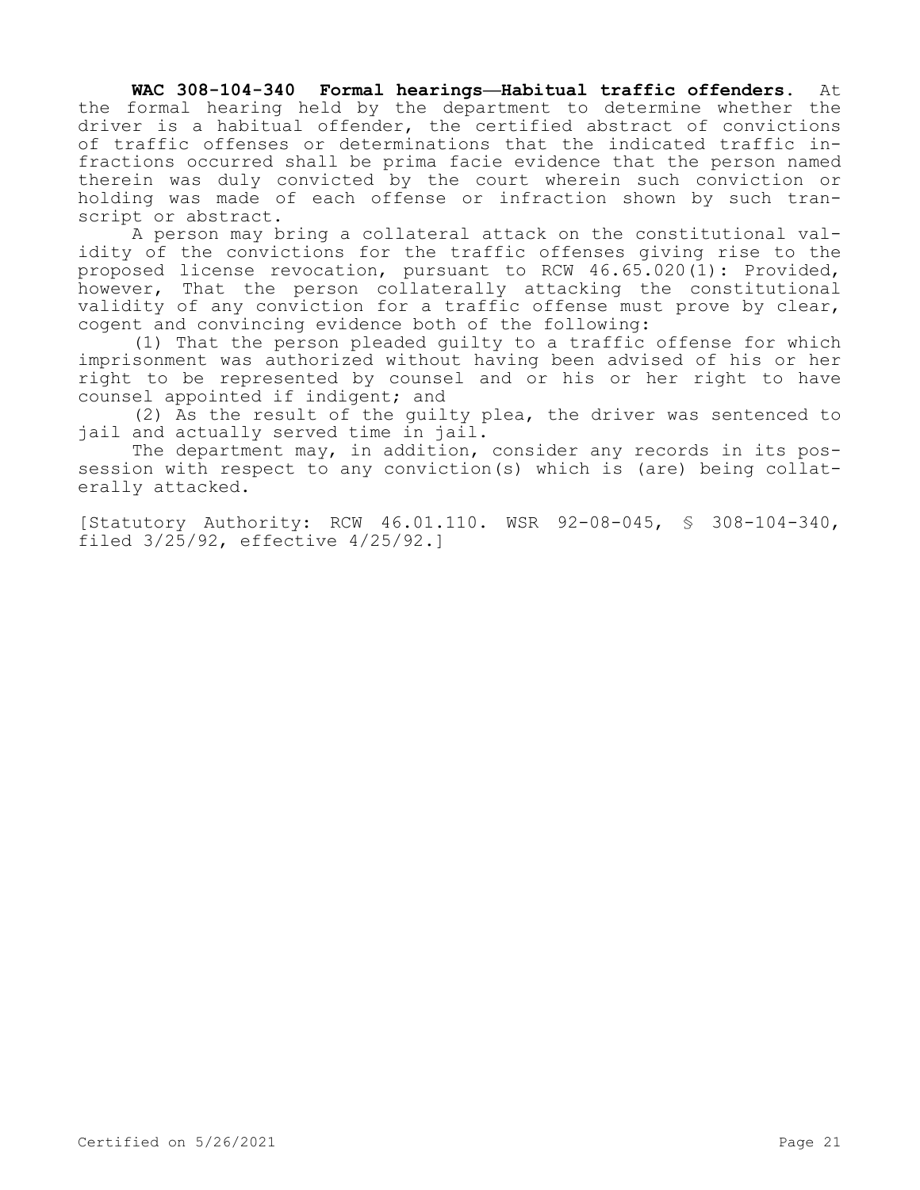**WAC 308-104-340 Formal hearings—Habitual traffic offenders.** At the formal hearing held by the department to determine whether the driver is a habitual offender, the certified abstract of convictions of traffic offenses or determinations that the indicated traffic infractions occurred shall be prima facie evidence that the person named therein was duly convicted by the court wherein such conviction or holding was made of each offense or infraction shown by such transcript or abstract.

A person may bring a collateral attack on the constitutional validity of the convictions for the traffic offenses giving rise to the proposed license revocation, pursuant to RCW 46.65.020(1): Provided, however, That the person collaterally attacking the constitutional validity of any conviction for a traffic offense must prove by clear, cogent and convincing evidence both of the following:

(1) That the person pleaded guilty to a traffic offense for which imprisonment was authorized without having been advised of his or her right to be represented by counsel and or his or her right to have counsel appointed if indigent; and

(2) As the result of the guilty plea, the driver was sentenced to jail and actually served time in jail.

The department may, in addition, consider any records in its possession with respect to any conviction(s) which is (are) being collaterally attacked.

[Statutory Authority: RCW 46.01.110. WSR 92-08-045, § 308-104-340, filed 3/25/92, effective 4/25/92.]